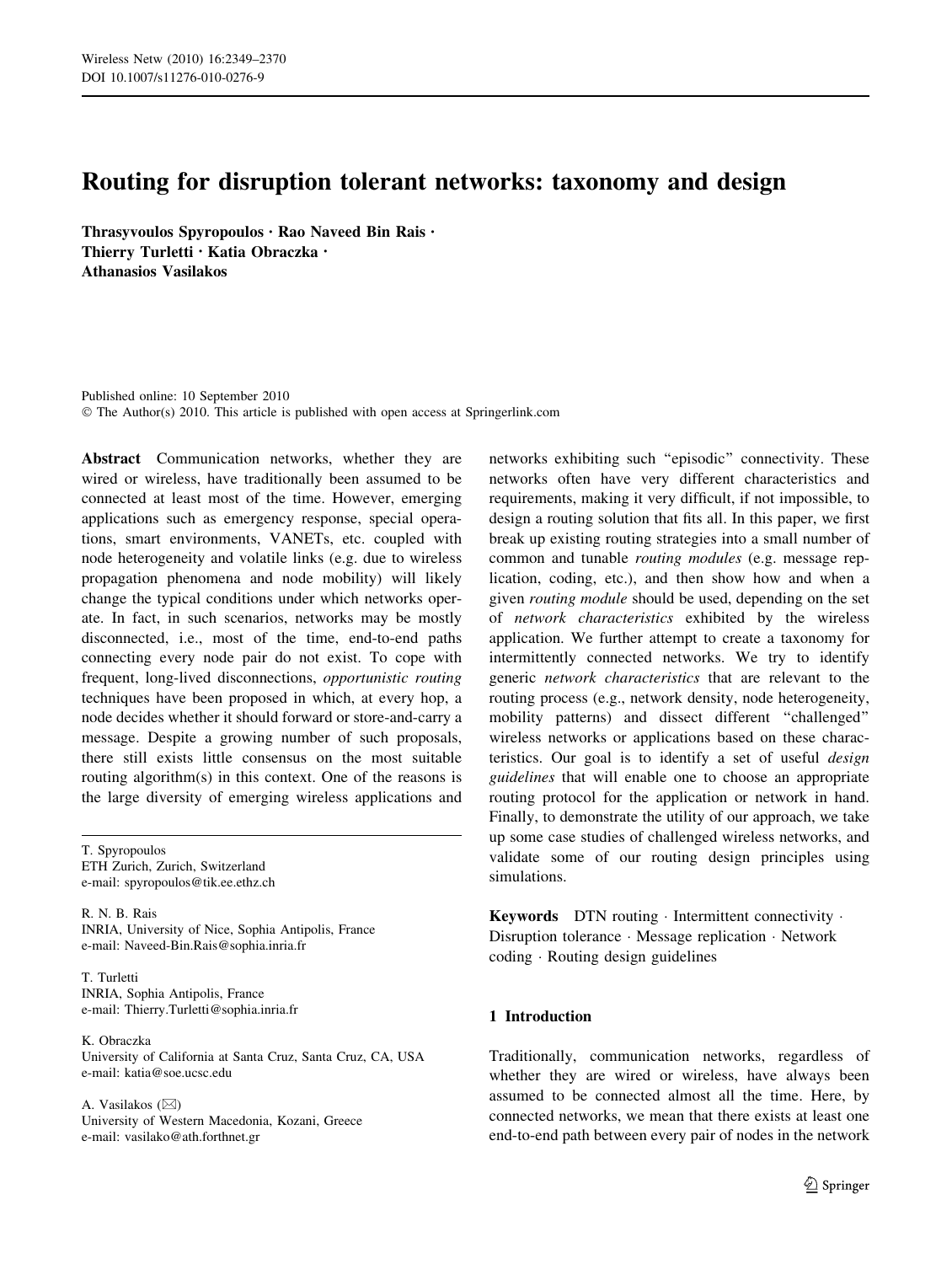# Routing for disruption tolerant networks: taxonomy and design

**Thrasyvoulos Spyropoulos · Rao Naveed Bin Rais · Thierry Turletti · Katia Obraczka · Athanasios Vasilakos**

Published online: 10 September 2010
© The Author(s) 2010. This article is published with open access at Springerlink.com

**Abstract** Communication networks, whether they are wired or wireless, have traditionally been assumed to be connected at least most of the time. However, emerging applications such as emergency response, special operations, smart environments, VANETs, etc. coupled with node heterogeneity and volatile links (e.g. due to wireless propagation phenomena and node mobility) will likely change the typical conditions under which networks operate. In fact, in such scenarios, networks may be mostly disconnected, i.e., most of the time, end-to-end paths connecting every node pair do not exist. To cope with frequent, long-lived disconnections, *opportunistic routing* techniques have been proposed in which, at every hop, a node decides whether it should forward or store-and-carry a message. Despite a growing number of such proposals, there still exists little consensus on the most suitable routing algorithm(s) in this context. One of the reasons is the large diversity of emerging wireless applications and networks exhibiting such "episodic" connectivity. These networks often have very different characteristics and requirements, making it very difficult, if not impossible, to design a routing solution that fits all. In this paper, we first break up existing routing strategies into a small number of common and tunable *routing modules* (e.g. message replication, coding, etc.), and then show how and when a given *routing module* should be used, depending on the set of *network characteristics* exhibited by the wireless application. We further attempt to create a taxonomy for intermittently connected networks. We try to identify generic *network characteristics* that are relevant to the routing process (e.g., network density, node heterogeneity, mobility patterns) and dissect different "challenged" wireless networks or applications based on these characteristics. Our goal is to identify a set of useful *design guidelines* that will enable one to choose an appropriate routing protocol for the application or network in hand. Finally, to demonstrate the utility of our approach, we take up some case studies of challenged wireless networks, and validate some of our routing design principles using simulations.

**Keywords** DTN routing · Intermittent connectivity · Disruption tolerance · Message replication · Network coding · Routing design guidelines

T. Spyropoulos
ETH Zurich, Zurich, Switzerland
e-mail: spyropoulos@tik.ee.ethz.ch

R. N. B. Rais
INRIA, University of Nice, Sophia Antipolis, France
e-mail: Naveed-Bin.Rais@sophia.inria.fr

T. Turletti
INRIA, Sophia Antipolis, France
e-mail: Thierry.Turletti@sophia.inria.fr

K. Obraczka
University of California at Santa Cruz, Santa Cruz, CA, USA
e-mail: katia@soe.ucsc.edu

A. Vasilakos (✉)
University of Western Macedonia, Kozani, Greece
e-mail: vasilako@ath.forthnet.gr

## 1 Introduction

Traditionally, communication networks, regardless of whether they are wired or wireless, have always been assumed to be connected almost all the time. Here, by connected networks, we mean that there exists at least one end-to-end path between every pair of nodes in the network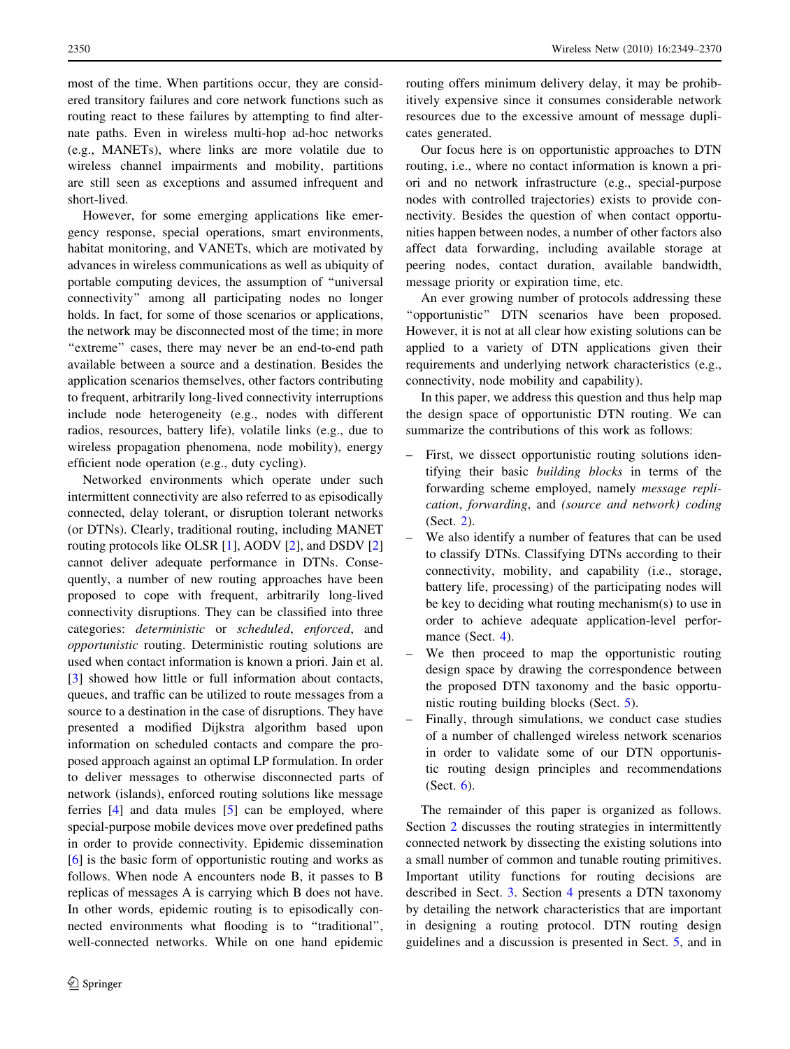most of the time. When partitions occur, they are considered transitory failures and core network functions such as routing react to these failures by attempting to find alternate paths. Even in wireless multi-hop ad-hoc networks (e.g., MANETs), where links are more volatile due to wireless channel impairments and mobility, partitions are still seen as exceptions and assumed infrequent and short-lived.

However, for some emerging applications like emergency response, special operations, smart environments, habitat monitoring, and VANETs, which are motivated by advances in wireless communications as well as ubiquity of portable computing devices, the assumption of "universal connectivity" among all participating nodes no longer holds. In fact, for some of those scenarios or applications, the network may be disconnected most of the time; in more "extreme" cases, there may never be an end-to-end path available between a source and a destination. Besides the application scenarios themselves, other factors contributing to frequent, arbitrarily long-lived connectivity interruptions include node heterogeneity (e.g., nodes with different radios, resources, battery life), volatile links (e.g., due to wireless propagation phenomena, node mobility), energy efficient node operation (e.g., duty cycling).

Networked environments which operate under such intermittent connectivity are also referred to as episodically connected, delay tolerant, or disruption tolerant networks (or DTNs). Clearly, traditional routing, including MANET routing protocols like OLSR [1], AODV [2], and DSDV [2] cannot deliver adequate performance in DTNs. Consequently, a number of new routing approaches have been proposed to cope with frequent, arbitrarily long-lived connectivity disruptions. They can be classified into three categories: *deterministic* or *scheduled*, *enforced*, and *opportunistic* routing. Deterministic routing solutions are used when contact information is known a priori. Jain et al. [3] showed how little or full information about contacts, queues, and traffic can be utilized to route messages from a source to a destination in the case of disruptions. They have presented a modified Dijkstra algorithm based upon information on scheduled contacts and compare the proposed approach against an optimal LP formulation. In order to deliver messages to otherwise disconnected parts of network (islands), enforced routing solutions like message ferries [4] and data mules [5] can be employed, where special-purpose mobile devices move over predefined paths in order to provide connectivity. Epidemic dissemination [6] is the basic form of opportunistic routing and works as follows. When node A encounters node B, it passes to B replicas of messages A is carrying which B does not have. In other words, epidemic routing is to episodically connected environments what flooding is to "traditional", well-connected networks. While on one hand epidemic routing offers minimum delivery delay, it may be prohibitively expensive since it consumes considerable network resources due to the excessive amount of message duplicates generated.

Our focus here is on opportunistic approaches to DTN routing, i.e., where no contact information is known a priori and no network infrastructure (e.g., special-purpose nodes with controlled trajectories) exists to provide connectivity. Besides the question of when contact opportunities happen between nodes, a number of other factors also affect data forwarding, including available storage at peering nodes, contact duration, available bandwidth, message priority or expiration time, etc.

An ever growing number of protocols addressing these "opportunistic" DTN scenarios have been proposed. However, it is not at all clear how existing solutions can be applied to a variety of DTN applications given their requirements and underlying network characteristics (e.g., connectivity, node mobility and capability).

In this paper, we address this question and thus help map the design space of opportunistic DTN routing. We can summarize the contributions of this work as follows:

- First, we dissect opportunistic routing solutions identifying their basic *building blocks* in terms of the forwarding scheme employed, namely *message replication*, *forwarding*, and *(source and network) coding* (Sect. 2).
- We also identify a number of features that can be used to classify DTNs. Classifying DTNs according to their connectivity, mobility, and capability (i.e., storage, battery life, processing) of the participating nodes will be key to deciding what routing mechanism(s) to use in order to achieve adequate application-level performance (Sect. 4).
- We then proceed to map the opportunistic routing design space by drawing the correspondence between the proposed DTN taxonomy and the basic opportunistic routing building blocks (Sect. 5).
- Finally, through simulations, we conduct case studies of a number of challenged wireless network scenarios in order to validate some of our DTN opportunistic routing design principles and recommendations (Sect. 6).

The remainder of this paper is organized as follows. Section 2 discusses the routing strategies in intermittently connected network by dissecting the existing solutions into a small number of common and tunable routing primitives. Important utility functions for routing decisions are described in Sect. 3. Section 4 presents a DTN taxonomy by detailing the network characteristics that are important in designing a routing protocol. DTN routing design guidelines and a discussion is presented in Sect. 5, and in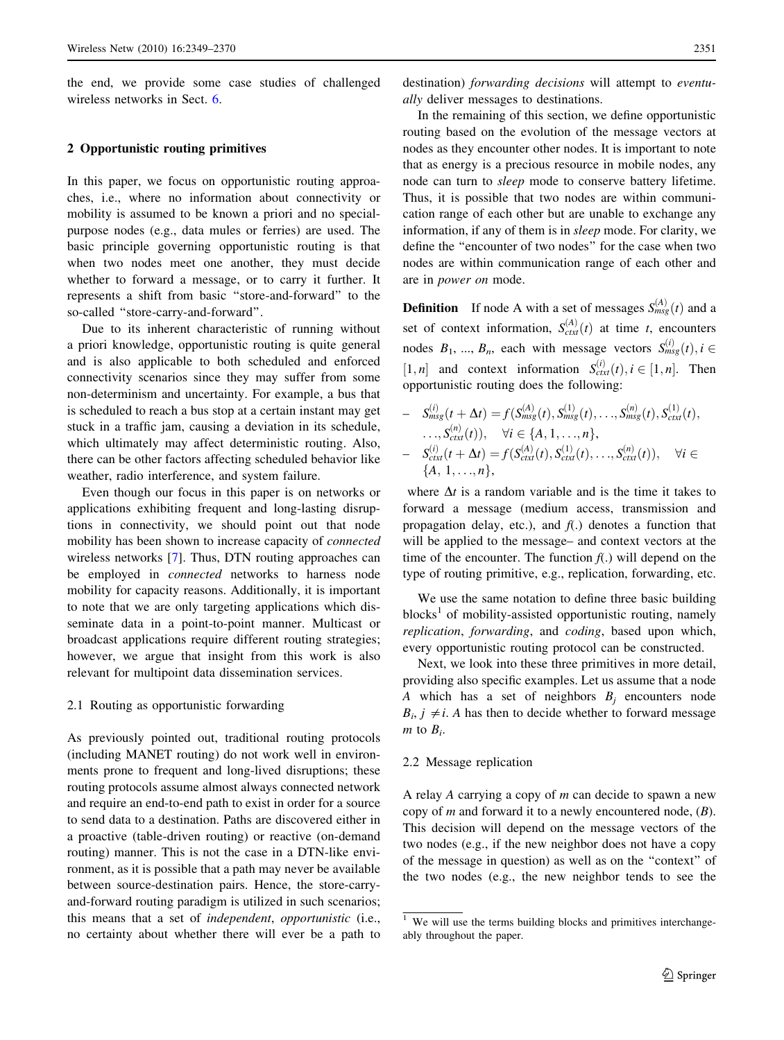the end, we provide some case studies of challenged wireless networks in Sect. 6.

## 2 Opportunistic routing primitives

In this paper, we focus on opportunistic routing approaches, i.e., where no information about connectivity or mobility is assumed to be known a priori and no special-purpose nodes (e.g., data mules or ferries) are used. The basic principle governing opportunistic routing is that when two nodes meet one another, they must decide whether to forward a message, or to carry it further. It represents a shift from basic "store-and-forward" to the so-called "store-carry-and-forward".

Due to its inherent characteristic of running without a priori knowledge, opportunistic routing is quite general and is also applicable to both scheduled and enforced connectivity scenarios since they may suffer from some non-determinism and uncertainty. For example, a bus that is scheduled to reach a bus stop at a certain instant may get stuck in a traffic jam, causing a deviation in its schedule, which ultimately may affect deterministic routing. Also, there can be other factors affecting scheduled behavior like weather, radio interference, and system failure.

Even though our focus in this paper is on networks or applications exhibiting frequent and long-lasting disruptions in connectivity, we should point out that node mobility has been shown to increase capacity of *connected* wireless networks [7]. Thus, DTN routing approaches can be employed in *connected* networks to harness node mobility for capacity reasons. Additionally, it is important to note that we are only targeting applications which disseminate data in a point-to-point manner. Multicast or broadcast applications require different routing strategies; however, we argue that insight from this work is also relevant for multipoint data dissemination services.

### 2.1 Routing as opportunistic forwarding

As previously pointed out, traditional routing protocols (including MANET routing) do not work well in environments prone to frequent and long-lived disruptions; these routing protocols assume almost always connected network and require an end-to-end path to exist in order for a source to send data to a destination. Paths are discovered either in a proactive (table-driven routing) or reactive (on-demand routing) manner. This is not the case in a DTN-like environment, as it is possible that a path may never be available between source-destination pairs. Hence, the store-carry-and-forward routing paradigm is utilized in such scenarios; this means that a set of *independent*, *opportunistic* (i.e., no certainty about whether there will ever be a path to destination) *forwarding decisions* will attempt to *eventually* deliver messages to destinations.

In the remaining of this section, we define opportunistic routing based on the evolution of the message vectors at nodes as they encounter other nodes. It is important to note that as energy is a precious resource in mobile nodes, any node can turn to *sleep* mode to conserve battery lifetime. Thus, it is possible that two nodes are within communication range of each other but are unable to exchange any information, if any of them is in *sleep* mode. For clarity, we define the "encounter of two nodes" for the case when two nodes are within communication range of each other and are in *power on* mode.

**Definition** If node A with a set of messages $S_{msg}^{(A)}(t)$ and a set of context information, $S_{ctxt}^{(A)}(t)$ at time $t$, encounters nodes $B_1, \ldots, B_n$, each with message vectors $S_{msg}^{(i)}(t), i \in [1, n]$ and context information $S_{ctxt}^{(i)}(t), i \in [1, n]$. Then opportunistic routing does the following:

- $S_{msg}^{(i)}(t + \Delta t) = f(S_{msg}^{(A)}(t), S_{msg}^{(1)}(t), \ldots, S_{msg}^{(n)}(t), S_{ctxt}^{(1)}(t), \ldots, S_{ctxt}^{(n)}(t)), \quad \forall i \in \{A, 1, \ldots, n\}$,
- $S_{ctxt}^{(i)}(t + \Delta t) = f(S_{ctxt}^{(A)}(t), S_{ctxt}^{(1)}(t), \ldots, S_{ctxt}^{(n)}(t)), \quad \forall i \in \{A, 1, \ldots, n\}$,

where $\Delta t$ is a random variable and is the time it takes to forward a message (medium access, transmission and propagation delay, etc.), and $f(.)$ denotes a function that will be applied to the message– and context vectors at the time of the encounter. The function $f(.)$ will depend on the type of routing primitive, e.g., replication, forwarding, etc.

We use the same notation to define three basic building blocks[1] of mobility-assisted opportunistic routing, namely *replication*, *forwarding*, and *coding*, based upon which, every opportunistic routing protocol can be constructed.

Next, we look into these three primitives in more detail, providing also specific examples. Let us assume that a node $A$ which has a set of neighbors $B_j$ encounters node $B_i$, $j \neq i$. $A$ has then to decide whether to forward message $m$ to $B_i$.

### 2.2 Message replication

A relay $A$ carrying a copy of $m$ can decide to spawn a new copy of $m$ and forward it to a newly encountered node, ($B$). This decision will depend on the message vectors of the two nodes (e.g., if the new neighbor does not have a copy of the message in question) as well as on the "context" of the two nodes (e.g., the new neighbor tends to see the

[1] We will use the terms building blocks and primitives interchangeably throughout the paper.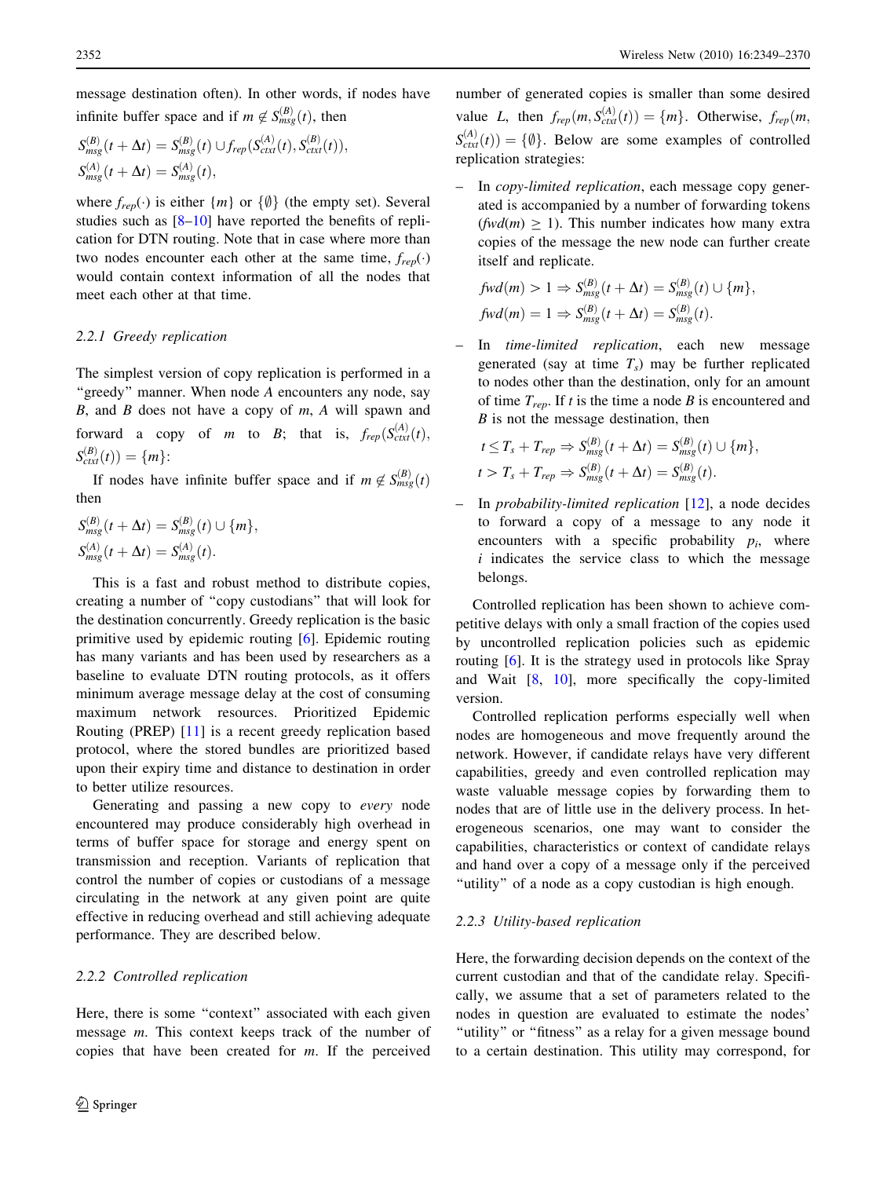message destination often). In other words, if nodes have infinite buffer space and if $m \notin S_{msg}^{(B)}(t)$, then

$$S_{msg}^{(B)}(t + \Delta t) = S_{msg}^{(B)}(t) \cup f_{rep}(S_{ctxt}^{(A)}(t), S_{ctxt}^{(B)}(t)),$$
$$S_{msg}^{(A)}(t + \Delta t) = S_{msg}^{(A)}(t),$$

where $f_{rep}(\cdot)$ is either $\{m\}$ or $\{\emptyset\}$ (the empty set). Several studies such as [8–10] have reported the benefits of replication for DTN routing. Note that in case where more than two nodes encounter each other at the same time, $f_{rep}(\cdot)$ would contain context information of all the nodes that meet each other at that time.

### 2.2.1 Greedy replication

The simplest version of copy replication is performed in a "greedy" manner. When node *A* encounters any node, say *B*, and *B* does not have a copy of *m*, *A* will spawn and forward a copy of *m* to *B*; that is, $f_{rep}(S_{ctxt}^{(A)}(t), S_{ctxt}^{(B)}(t)) = \{m\}$:

If nodes have infinite buffer space and if $m \notin S_{msg}^{(B)}(t)$ then

$$S_{msg}^{(B)}(t + \Delta t) = S_{msg}^{(B)}(t) \cup \{m\},$$
$$S_{msg}^{(A)}(t + \Delta t) = S_{msg}^{(A)}(t).$$

This is a fast and robust method to distribute copies, creating a number of "copy custodians" that will look for the destination concurrently. Greedy replication is the basic primitive used by epidemic routing [6]. Epidemic routing has many variants and has been used by researchers as a baseline to evaluate DTN routing protocols, as it offers minimum average message delay at the cost of consuming maximum network resources. Prioritized Epidemic Routing (PREP) [11] is a recent greedy replication based protocol, where the stored bundles are prioritized based upon their expiry time and distance to destination in order to better utilize resources.

Generating and passing a new copy to *every* node encountered may produce considerably high overhead in terms of buffer space for storage and energy spent on transmission and reception. Variants of replication that control the number of copies or custodians of a message circulating in the network at any given point are quite effective in reducing overhead and still achieving adequate performance. They are described below.

### 2.2.2 Controlled replication

Here, there is some "context" associated with each given message *m*. This context keeps track of the number of copies that have been created for *m*. If the perceived number of generated copies is smaller than some desired value *L*, then $f_{rep}(m, S_{ctxt}^{(A)}(t)) = \{m\}$. Otherwise, $f_{rep}(m, S_{ctxt}^{(A)}(t)) = \{\emptyset\}$. Below are some examples of controlled replication strategies:

- In *copy-limited replication*, each message copy generated is accompanied by a number of forwarding tokens ($fwd(m) \geq 1$). This number indicates how many extra copies of the message the new node can further create itself and replicate.

$$fwd(m) > 1 \Rightarrow S_{msg}^{(B)}(t + \Delta t) = S_{msg}^{(B)}(t) \cup \{m\},$$
$$fwd(m) = 1 \Rightarrow S_{msg}^{(B)}(t + \Delta t) = S_{msg}^{(B)}(t).$$

- In *time-limited replication*, each new message generated (say at time $T_s$) may be further replicated to nodes other than the destination, only for an amount of time $T_{rep}$. If *t* is the time a node *B* is encountered and *B* is not the message destination, then

$$t \leq T_s + T_{rep} \Rightarrow S_{msg}^{(B)}(t + \Delta t) = S_{msg}^{(B)}(t) \cup \{m\},$$
$$t > T_s + T_{rep} \Rightarrow S_{msg}^{(B)}(t + \Delta t) = S_{msg}^{(B)}(t).$$

- In *probability-limited replication* [12], a node decides to forward a copy of a message to any node it encounters with a specific probability $p_i$, where *i* indicates the service class to which the message belongs.

Controlled replication has been shown to achieve competitive delays with only a small fraction of the copies used by uncontrolled replication policies such as epidemic routing [6]. It is the strategy used in protocols like Spray and Wait [8, 10], more specifically the copy-limited version.

Controlled replication performs especially well when nodes are homogeneous and move frequently around the network. However, if candidate relays have very different capabilities, greedy and even controlled replication may waste valuable message copies by forwarding them to nodes that are of little use in the delivery process. In heterogeneous scenarios, one may want to consider the capabilities, characteristics or context of candidate relays and hand over a copy of a message only if the perceived "utility" of a node as a copy custodian is high enough.

### 2.2.3 Utility-based replication

Here, the forwarding decision depends on the context of the current custodian and that of the candidate relay. Specifically, we assume that a set of parameters related to the nodes in question are evaluated to estimate the nodes' "utility" or "fitness" as a relay for a given message bound to a certain destination. This utility may correspond, for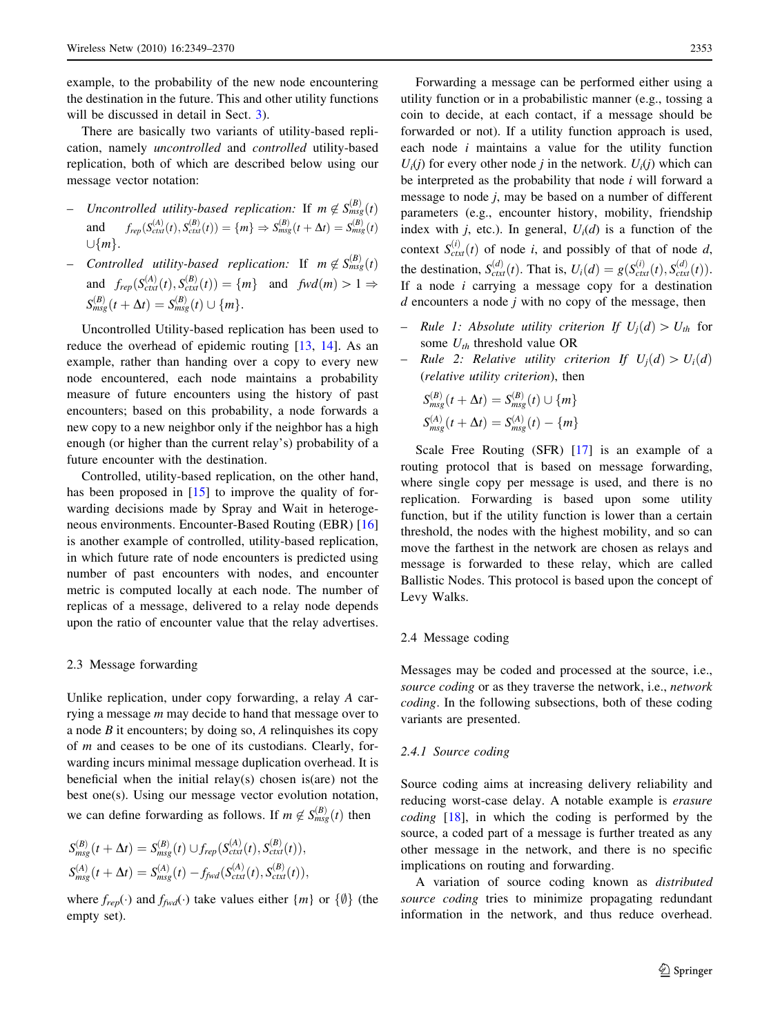example, to the probability of the new node encountering the destination in the future. This and other utility functions will be discussed in detail in Sect. 3).

There are basically two variants of utility-based replication, namely *uncontrolled* and *controlled* utility-based replication, both of which are described below using our message vector notation:

- *Uncontrolled utility-based replication:* If $m \notin S^{(B)}_{msg}(t)$ and $f_{rep}(S^{(A)}_{ctxt}(t), S^{(B)}_{ctxt}(t)) = \{m\} \Rightarrow S^{(B)}_{msg}(t+\Delta t) = S^{(B)}_{msg}(t) \cup \{m\}$.
- *Controlled utility-based replication:* If $m \notin S^{(B)}_{msg}(t)$ and $f_{rep}(S^{(A)}_{ctxt}(t), S^{(B)}_{ctxt}(t)) = \{m\}$ and $fwd(m) > 1 \Rightarrow S^{(B)}_{msg}(t+\Delta t) = S^{(B)}_{msg}(t) \cup \{m\}$.

Uncontrolled Utility-based replication has been used to reduce the overhead of epidemic routing [13, 14]. As an example, rather than handing over a copy to every new node encountered, each node maintains a probability measure of future encounters using the history of past encounters; based on this probability, a node forwards a new copy to a new neighbor only if the neighbor has a high enough (or higher than the current relay's) probability of a future encounter with the destination.

Controlled, utility-based replication, on the other hand, has been proposed in [15] to improve the quality of forwarding decisions made by Spray and Wait in heterogeneous environments. Encounter-Based Routing (EBR) [16] is another example of controlled, utility-based replication, in which future rate of node encounters is predicted using number of past encounters with nodes, and encounter metric is computed locally at each node. The number of replicas of a message, delivered to a relay node depends upon the ratio of encounter value that the relay advertises.

### 2.3 Message forwarding

Unlike replication, under copy forwarding, a relay $A$ carrying a message $m$ may decide to hand that message over to a node $B$ it encounters; by doing so, $A$ relinquishes its copy of $m$ and ceases to be one of its custodians. Clearly, forwarding incurs minimal message duplication overhead. It is beneficial when the initial relay(s) chosen is(are) not the best one(s). Using our message vector evolution notation, we can define forwarding as follows. If $m \notin S^{(B)}_{msg}(t)$ then

$$S^{(B)}_{msg}(t+\Delta t) = S^{(B)}_{msg}(t) \cup f_{rep}(S^{(A)}_{ctxt}(t), S^{(B)}_{ctxt}(t)),$$
$$S^{(A)}_{msg}(t+\Delta t) = S^{(A)}_{msg}(t) - f_{fwd}(S^{(A)}_{ctxt}(t), S^{(B)}_{ctxt}(t)),$$

where $f_{rep}(\cdot)$ and $f_{fwd}(\cdot)$ take values either $\{m\}$ or $\{\emptyset\}$ (the empty set).

Forwarding a message can be performed either using a utility function or in a probabilistic manner (e.g., tossing a coin to decide, at each contact, if a message should be forwarded or not). If a utility function approach is used, each node $i$ maintains a value for the utility function $U_i(j)$ for every other node $j$ in the network. $U_i(j)$ which can be interpreted as the probability that node $i$ will forward a message to node $j$, may be based on a number of different parameters (e.g., encounter history, mobility, friendship index with $j$, etc.). In general, $U_i(d)$ is a function of the context $S^{(i)}_{ctxt}(t)$ of node $i$, and possibly of that of node $d$, the destination, $S^{(d)}_{ctxt}(t)$. That is, $U_i(d) = g(S^{(i)}_{ctxt}(t), S^{(d)}_{ctxt}(t))$. If a node $i$ carrying a message copy for a destination $d$ encounters a node $j$ with no copy of the message, then

- *Rule 1: Absolute utility criterion If* $U_j(d) > U_{th}$ for some $U_{th}$ threshold value OR
- *Rule 2: Relative utility criterion If* $U_j(d) > U_i(d)$ (*relative utility criterion*), then

$$S^{(B)}_{msg}(t+\Delta t) = S^{(B)}_{msg}(t) \cup \{m\}$$
$$S^{(A)}_{msg}(t+\Delta t) = S^{(A)}_{msg}(t) - \{m\}$$

Scale Free Routing (SFR) [17] is an example of a routing protocol that is based on message forwarding, where single copy per message is used, and there is no replication. Forwarding is based upon some utility function, but if the utility function is lower than a certain threshold, the nodes with the highest mobility, and so can move the farthest in the network are chosen as relays and message is forwarded to these relay, which are called Ballistic Nodes. This protocol is based upon the concept of Levy Walks.

### 2.4 Message coding

Messages may be coded and processed at the source, i.e., *source coding* or as they traverse the network, i.e., *network coding*. In the following subsections, both of these coding variants are presented.

#### 2.4.1 Source coding

Source coding aims at increasing delivery reliability and reducing worst-case delay. A notable example is *erasure coding* [18], in which the coding is performed by the source, a coded part of a message is further treated as any other message in the network, and there is no specific implications on routing and forwarding.

A variation of source coding known as *distributed source coding* tries to minimize propagating redundant information in the network, and thus reduce overhead.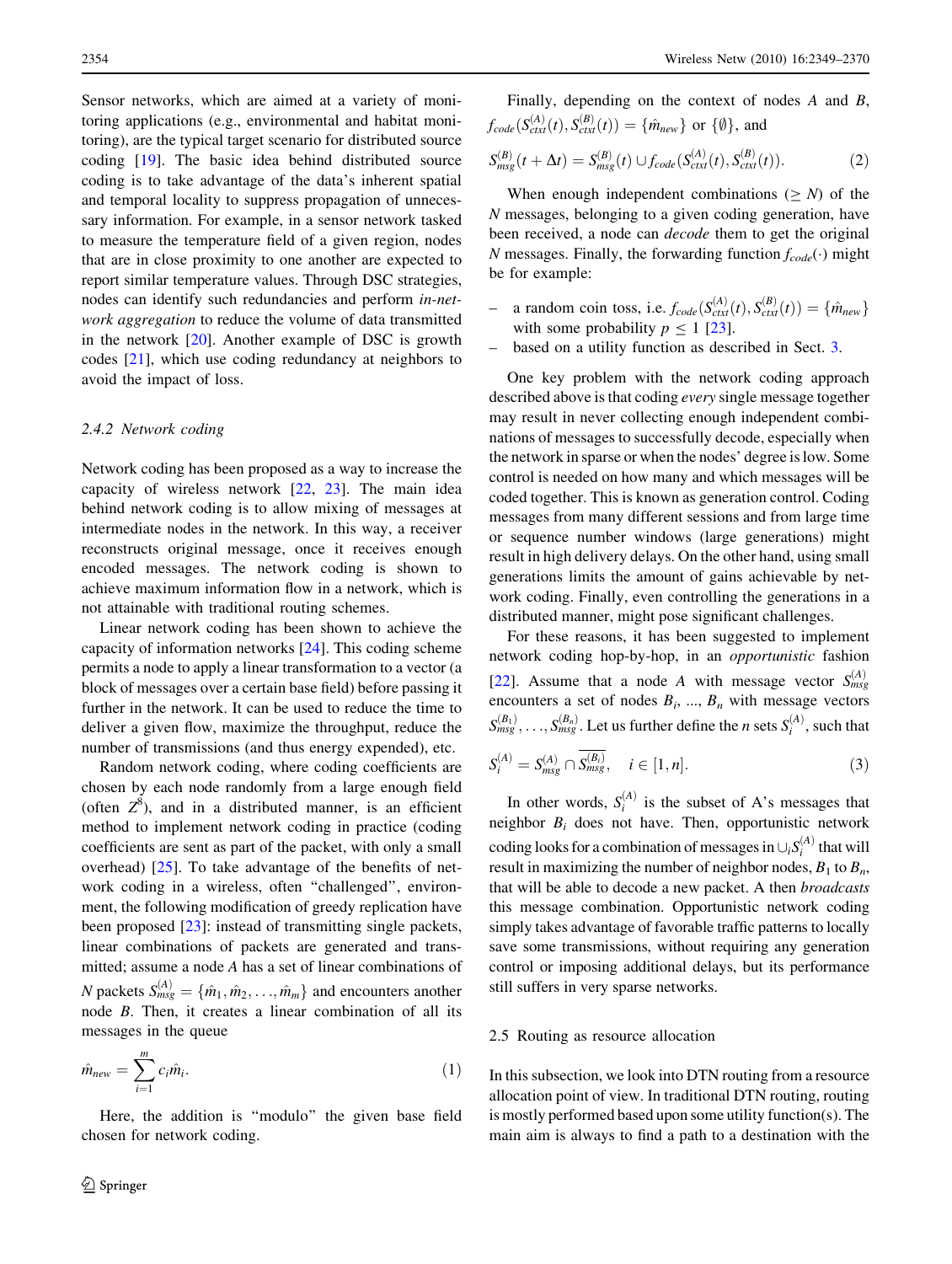Sensor networks, which are aimed at a variety of monitoring applications (e.g., environmental and habitat monitoring), are the typical target scenario for distributed source coding [19]. The basic idea behind distributed source coding is to take advantage of the data's inherent spatial and temporal locality to suppress propagation of unnecessary information. For example, in a sensor network tasked to measure the temperature field of a given region, nodes that are in close proximity to one another are expected to report similar temperature values. Through DSC strategies, nodes can identify such redundancies and perform *in-network aggregation* to reduce the volume of data transmitted in the network [20]. Another example of DSC is growth codes [21], which use coding redundancy at neighbors to avoid the impact of loss.

### 2.4.2 Network coding

Network coding has been proposed as a way to increase the capacity of wireless network [22, 23]. The main idea behind network coding is to allow mixing of messages at intermediate nodes in the network. In this way, a receiver reconstructs original message, once it receives enough encoded messages. The network coding is shown to achieve maximum information flow in a network, which is not attainable with traditional routing schemes.

Linear network coding has been shown to achieve the capacity of information networks [24]. This coding scheme permits a node to apply a linear transformation to a vector (a block of messages over a certain base field) before passing it further in the network. It can be used to reduce the time to deliver a given flow, maximize the throughput, reduce the number of transmissions (and thus energy expended), etc.

Random network coding, where coding coefficients are chosen by each node randomly from a large enough field (often $Z^8$), and in a distributed manner, is an efficient method to implement network coding in practice (coding coefficients are sent as part of the packet, with only a small overhead) [25]. To take advantage of the benefits of network coding in a wireless, often "challenged", environment, the following modification of greedy replication have been proposed [23]: instead of transmitting single packets, linear combinations of packets are generated and transmitted; assume a node $A$ has a set of linear combinations of $N$ packets $S^{(A)}_{msg} = \{\hat{m}_1, \hat{m}_2, \ldots, \hat{m}_m\}$ and encounters another node $B$. Then, it creates a linear combination of all its messages in the queue

$$\hat{m}_{new} = \sum_{i=1}^{m} c_i \hat{m}_i. \tag{1}$$

Here, the addition is "modulo" the given base field chosen for network coding.

Finally, depending on the context of nodes $A$ and $B$, $f_{code}(S^{(A)}_{ctxt}(t), S^{(B)}_{ctxt}(t)) = \{\hat{m}_{new}\}$ or $\{\emptyset\}$, and

$$S^{(B)}_{msg}(t + \Delta t) = S^{(B)}_{msg}(t) \cup f_{code}(S^{(A)}_{ctxt}(t), S^{(B)}_{ctxt}(t)). \tag{2}$$

When enough independent combinations ($\geq N$) of the $N$ messages, belonging to a given coding generation, have been received, a node can *decode* them to get the original $N$ messages. Finally, the forwarding function $f_{code}(\cdot)$ might be for example:

- a random coin toss, i.e. $f_{code}(S^{(A)}_{ctxt}(t), S^{(B)}_{ctxt}(t)) = \{\hat{m}_{new}\}$ with some probability $p \leq 1$ [23].
- based on a utility function as described in Sect. 3.

One key problem with the network coding approach described above is that coding *every* single message together may result in never collecting enough independent combinations of messages to successfully decode, especially when the network in sparse or when the nodes' degree is low. Some control is needed on how many and which messages will be coded together. This is known as generation control. Coding messages from many different sessions and from large time or sequence number windows (large generations) might result in high delivery delays. On the other hand, using small generations limits the amount of gains achievable by network coding. Finally, even controlling the generations in a distributed manner, might pose significant challenges.

For these reasons, it has been suggested to implement network coding hop-by-hop, in an *opportunistic* fashion [22]. Assume that a node $A$ with message vector $S^{(A)}_{msg}$ encounters a set of nodes $B_i$, ..., $B_n$ with message vectors $S^{(B_1)}_{msg}, \ldots, S^{(B_n)}_{msg}$. Let us further define the $n$ sets $S^{(A)}_i$, such that

$$S^{(A)}_i = S^{(A)}_{msg} \cap \overline{S^{(B_i)}_{msg}}, \quad i \in [1, n]. \tag{3}$$

In other words, $S^{(A)}_i$ is the subset of A's messages that neighbor $B_i$ does not have. Then, opportunistic network coding looks for a combination of messages in $\cup_i S^{(A)}_i$ that will result in maximizing the number of neighbor nodes, $B_1$ to $B_n$, that will be able to decode a new packet. A then *broadcasts* this message combination. Opportunistic network coding simply takes advantage of favorable traffic patterns to locally save some transmissions, without requiring any generation control or imposing additional delays, but its performance still suffers in very sparse networks.

## 2.5 Routing as resource allocation

In this subsection, we look into DTN routing from a resource allocation point of view. In traditional DTN routing, routing is mostly performed based upon some utility function(s). The main aim is always to find a path to a destination with the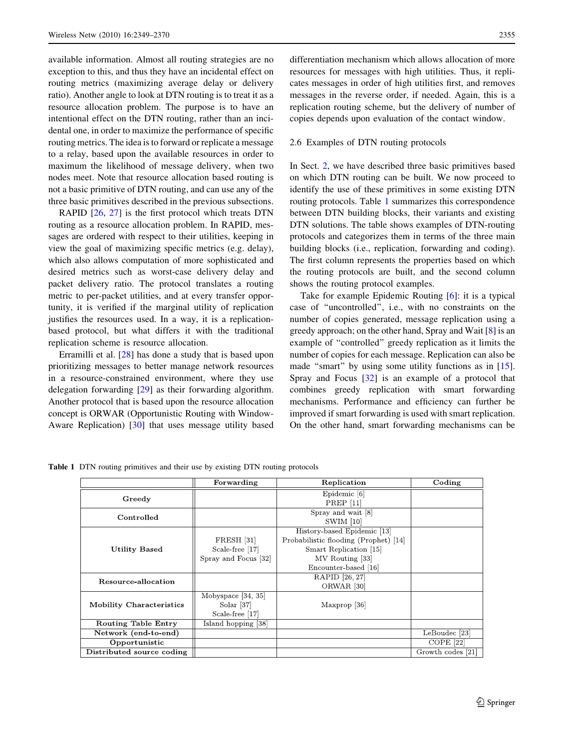available information. Almost all routing strategies are no exception to this, and thus they have an incidental effect on routing metrics (maximizing average delay or delivery ratio). Another angle to look at DTN routing is to treat it as a resource allocation problem. The purpose is to have an intentional effect on the DTN routing, rather than an incidental one, in order to maximize the performance of specific routing metrics. The idea is to forward or replicate a message to a relay, based upon the available resources in order to maximum the likelihood of message delivery, when two nodes meet. Note that resource allocation based routing is not a basic primitive of DTN routing, and can use any of the three basic primitives described in the previous subsections.

RAPID [26, 27] is the first protocol which treats DTN routing as a resource allocation problem. In RAPID, messages are ordered with respect to their utilities, keeping in view the goal of maximizing specific metrics (e.g. delay), which also allows computation of more sophisticated and desired metrics such as worst-case delivery delay and packet delivery ratio. The protocol translates a routing metric to per-packet utilities, and at every transfer opportunity, it is verified if the marginal utility of replication justifies the resources used. In a way, it is a replication-based protocol, but what differs it with the traditional replication scheme is resource allocation.

Erramilli et al. [28] has done a study that is based upon prioritizing messages to better manage network resources in a resource-constrained environment, where they use delegation forwarding [29] as their forwarding algorithm. Another protocol that is based upon the resource allocation concept is ORWAR (Opportunistic Routing with Window-Aware Replication) [30] that uses message utility based differentiation mechanism which allows allocation of more resources for messages with high utilities. Thus, it replicates messages in order of high utilities first, and removes messages in the reverse order, if needed. Again, this is a replication routing scheme, but the delivery of number of copies depends upon evaluation of the contact window.

### 2.6 Examples of DTN routing protocols

In Sect. 2, we have described three basic primitives based on which DTN routing can be built. We now proceed to identify the use of these primitives in some existing DTN routing protocols. Table 1 summarizes this correspondence between DTN building blocks, their variants and existing DTN solutions. The table shows examples of DTN-routing protocols and categorizes them in terms of the three main building blocks (i.e., replication, forwarding and coding). The first column represents the properties based on which the routing protocols are built, and the second column shows the routing protocol examples.

Take for example Epidemic Routing [6]: it is a typical case of "uncontrolled", i.e., with no constraints on the number of copies generated, message replication using a greedy approach; on the other hand, Spray and Wait [8] is an example of "controlled" greedy replication as it limits the number of copies for each message. Replication can also be made "smart" by using some utility functions as in [15]. Spray and Focus [32] is an example of a protocol that combines greedy replication with smart forwarding mechanisms. Performance and efficiency can further be improved if smart forwarding is used with smart replication. On the other hand, smart forwarding mechanisms can be

**Table 1** DTN routing primitives and their use by existing DTN routing protocols

| | Forwarding | Replication | Coding |
|---|---|---|---|
| **Greedy** | | Epidemic [6]<br>PREP [11] | |
| **Controlled** | | Spray and wait [8]<br>SWIM [10] | |
| **Utility Based** | FRESH [31]<br>Scale-free [17]<br>Spray and Focus [32] | History-based Epidemic [13]<br>Probabilistic flooding (Prophet) [14]<br>Smart Replication [15]<br>MV Routing [33]<br>Encounter-based [16] | |
| **Resource-allocation** | | RAPID [26, 27]<br>ORWAR [30] | |
| **Mobility Characteristics** | Mobyspace [34, 35]<br>Solar [37]<br>Scale-free [17] | Maxprop [36] | |
| **Routing Table Entry** | Island hopping [38] | | |
| **Network (end-to-end)** | | | LeBoudec [23] |
| **Opportunistic** | | | COPE [22] |
| **Distributed source coding** | | | Growth codes [21] |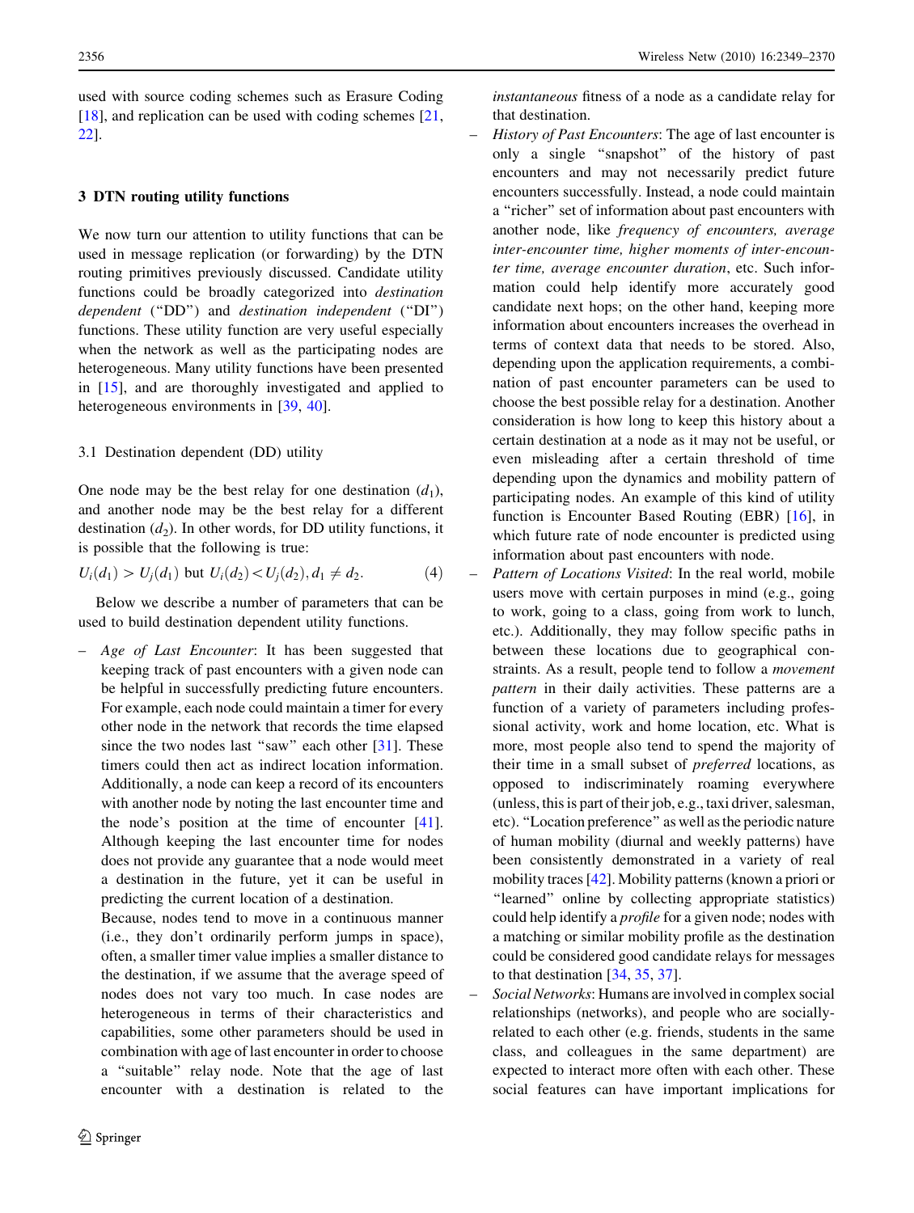used with source coding schemes such as Erasure Coding [18], and replication can be used with coding schemes [21, 22].

## 3 DTN routing utility functions

We now turn our attention to utility functions that can be used in message replication (or forwarding) by the DTN routing primitives previously discussed. Candidate utility functions could be broadly categorized into *destination dependent* ("DD") and *destination independent* ("DI") functions. These utility function are very useful especially when the network as well as the participating nodes are heterogeneous. Many utility functions have been presented in [15], and are thoroughly investigated and applied to heterogeneous environments in [39, 40].

### 3.1 Destination dependent (DD) utility

One node may be the best relay for one destination ($d_1$), and another node may be the best relay for a different destination ($d_2$). In other words, for DD utility functions, it is possible that the following is true:

$$U_i(d_1) > U_j(d_1) \text{ but } U_i(d_2) < U_j(d_2), d_1 \neq d_2. \quad (4)$$

Below we describe a number of parameters that can be used to build destination dependent utility functions.

- *Age of Last Encounter*: It has been suggested that keeping track of past encounters with a given node can be helpful in successfully predicting future encounters. For example, each node could maintain a timer for every other node in the network that records the time elapsed since the two nodes last "saw" each other [31]. These timers could then act as indirect location information. Additionally, a node can keep a record of its encounters with another node by noting the last encounter time and the node's position at the time of encounter [41]. Although keeping the last encounter time for nodes does not provide any guarantee that a node would meet a destination in the future, yet it can be useful in predicting the current location of a destination.

  Because, nodes tend to move in a continuous manner (i.e., they don't ordinarily perform jumps in space), often, a smaller timer value implies a smaller distance to the destination, if we assume that the average speed of nodes does not vary too much. In case nodes are heterogeneous in terms of their characteristics and capabilities, some other parameters should be used in combination with age of last encounter in order to choose a "suitable" relay node. Note that the age of last encounter with a destination is related to the *instantaneous* fitness of a node as a candidate relay for that destination.
- *History of Past Encounters*: The age of last encounter is only a single "snapshot" of the history of past encounters and may not necessarily predict future encounters successfully. Instead, a node could maintain a "richer" set of information about past encounters with another node, like *frequency of encounters, average inter-encounter time, higher moments of inter-encounter time, average encounter duration*, etc. Such information could help identify more accurately good candidate next hops; on the other hand, keeping more information about encounters increases the overhead in terms of context data that needs to be stored. Also, depending upon the application requirements, a combination of past encounter parameters can be used to choose the best possible relay for a destination. Another consideration is how long to keep this history about a certain destination at a node as it may not be useful, or even misleading after a certain threshold of time depending upon the dynamics and mobility pattern of participating nodes. An example of this kind of utility function is Encounter Based Routing (EBR) [16], in which future rate of node encounter is predicted using information about past encounters with node.
- *Pattern of Locations Visited*: In the real world, mobile users move with certain purposes in mind (e.g., going to work, going to a class, going from work to lunch, etc.). Additionally, they may follow specific paths in between these locations due to geographical constraints. As a result, people tend to follow a *movement pattern* in their daily activities. These patterns are a function of a variety of parameters including professional activity, work and home location, etc. What is more, most people also tend to spend the majority of their time in a small subset of *preferred* locations, as opposed to indiscriminately roaming everywhere (unless, this is part of their job, e.g., taxi driver, salesman, etc). "Location preference" as well as the periodic nature of human mobility (diurnal and weekly patterns) have been consistently demonstrated in a variety of real mobility traces [42]. Mobility patterns (known a priori or "learned" online by collecting appropriate statistics) could help identify a *profile* for a given node; nodes with a matching or similar mobility profile as the destination could be considered good candidate relays for messages to that destination [34, 35, 37].
- *Social Networks*: Humans are involved in complex social relationships (networks), and people who are socially-related to each other (e.g. friends, students in the same class, and colleagues in the same department) are expected to interact more often with each other. These social features can have important implications for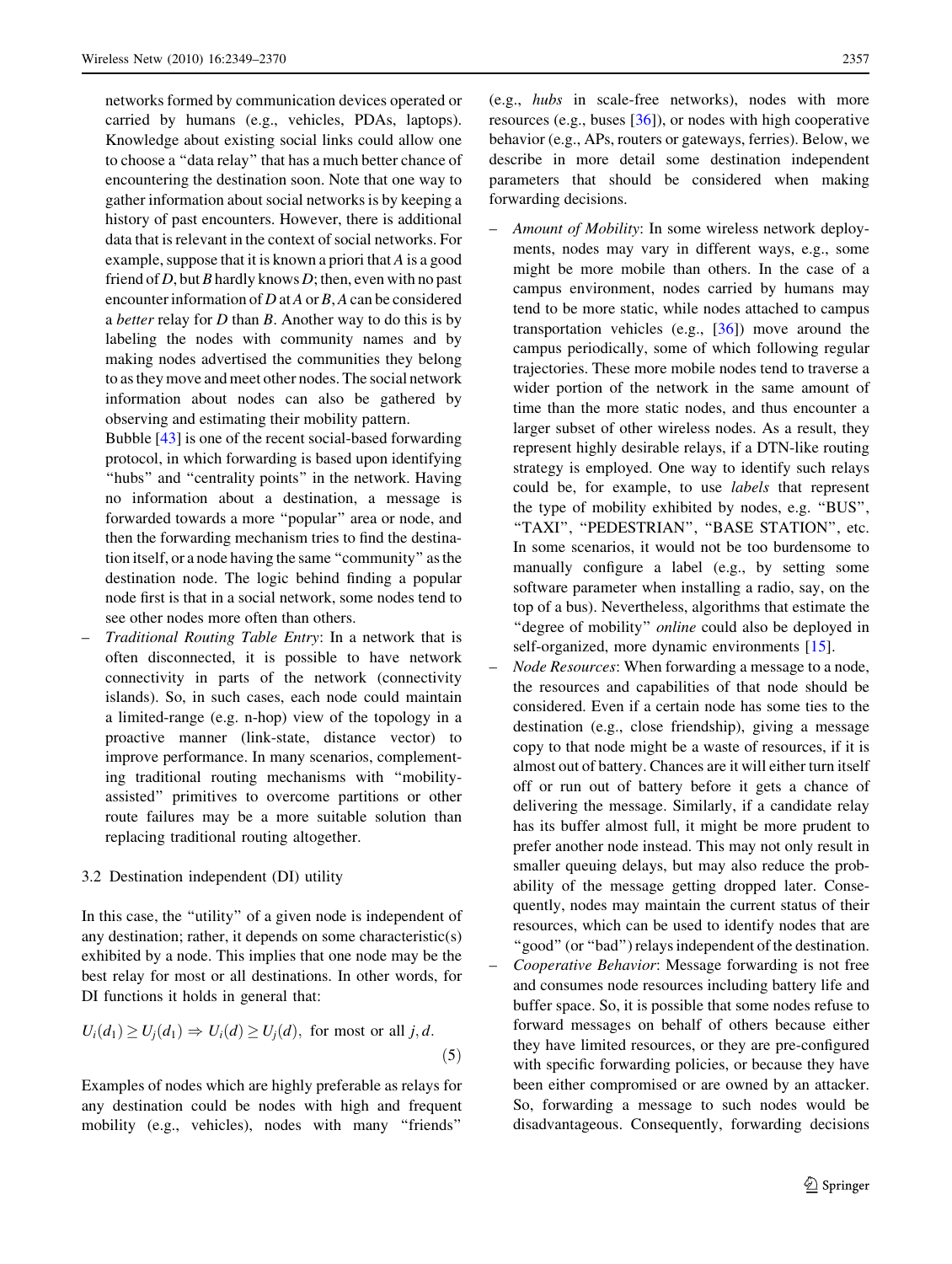networks formed by communication devices operated or carried by humans (e.g., vehicles, PDAs, laptops). Knowledge about existing social links could allow one to choose a "data relay" that has a much better chance of encountering the destination soon. Note that one way to gather information about social networks is by keeping a history of past encounters. However, there is additional data that is relevant in the context of social networks. For example, suppose that it is known a priori that $A$ is a good friend of $D$, but $B$ hardly knows $D$; then, even with no past encounter information of $D$ at $A$ or $B$, $A$ can be considered a *better* relay for $D$ than $B$. Another way to do this is by labeling the nodes with community names and by making nodes advertised the communities they belong to as they move and meet other nodes. The social network information about nodes can also be gathered by observing and estimating their mobility pattern.

Bubble [43] is one of the recent social-based forwarding protocol, in which forwarding is based upon identifying "hubs" and "centrality points" in the network. Having no information about a destination, a message is forwarded towards a more "popular" area or node, and then the forwarding mechanism tries to find the destination itself, or a node having the same "community" as the destination node. The logic behind finding a popular node first is that in a social network, some nodes tend to see other nodes more often than others.

- *Traditional Routing Table Entry*: In a network that is often disconnected, it is possible to have network connectivity in parts of the network (connectivity islands). So, in such cases, each node could maintain a limited-range (e.g. n-hop) view of the topology in a proactive manner (link-state, distance vector) to improve performance. In many scenarios, complementing traditional routing mechanisms with "mobility-assisted" primitives to overcome partitions or other route failures may be a more suitable solution than replacing traditional routing altogether.

### 3.2 Destination independent (DI) utility

In this case, the "utility" of a given node is independent of any destination; rather, it depends on some characteristic(s) exhibited by a node. This implies that one node may be the best relay for most or all destinations. In other words, for DI functions it holds in general that:

$$U_i(d_1) \geq U_j(d_1) \Rightarrow U_i(d) \geq U_j(d), \text{ for most or all } j, d. \tag{5}$$

Examples of nodes which are highly preferable as relays for any destination could be nodes with high and frequent mobility (e.g., vehicles), nodes with many "friends" (e.g., *hubs* in scale-free networks), nodes with more resources (e.g., buses [36]), or nodes with high cooperative behavior (e.g., APs, routers or gateways, ferries). Below, we describe in more detail some destination independent parameters that should be considered when making forwarding decisions.

- *Amount of Mobility*: In some wireless network deployments, nodes may vary in different ways, e.g., some might be more mobile than others. In the case of a campus environment, nodes carried by humans may tend to be more static, while nodes attached to campus transportation vehicles (e.g., [36]) move around the campus periodically, some of which following regular trajectories. These more mobile nodes tend to traverse a wider portion of the network in the same amount of time than the more static nodes, and thus encounter a larger subset of other wireless nodes. As a result, they represent highly desirable relays, if a DTN-like routing strategy is employed. One way to identify such relays could be, for example, to use *labels* that represent the type of mobility exhibited by nodes, e.g. "BUS", "TAXI", "PEDESTRIAN", "BASE STATION", etc. In some scenarios, it would not be too burdensome to manually configure a label (e.g., by setting some software parameter when installing a radio, say, on the top of a bus). Nevertheless, algorithms that estimate the "degree of mobility" *online* could also be deployed in self-organized, more dynamic environments [15].
- *Node Resources*: When forwarding a message to a node, the resources and capabilities of that node should be considered. Even if a certain node has some ties to the destination (e.g., close friendship), giving a message copy to that node might be a waste of resources, if it is almost out of battery. Chances are it will either turn itself off or run out of battery before it gets a chance of delivering the message. Similarly, if a candidate relay has its buffer almost full, it might be more prudent to prefer another node instead. This may not only result in smaller queuing delays, but may also reduce the probability of the message getting dropped later. Consequently, nodes may maintain the current status of their resources, which can be used to identify nodes that are "good" (or "bad") relays independent of the destination.
- *Cooperative Behavior*: Message forwarding is not free and consumes node resources including battery life and buffer space. So, it is possible that some nodes refuse to forward messages on behalf of others because either they have limited resources, or they are pre-configured with specific forwarding policies, or because they have been either compromised or are owned by an attacker. So, forwarding a message to such nodes would be disadvantageous. Consequently, forwarding decisions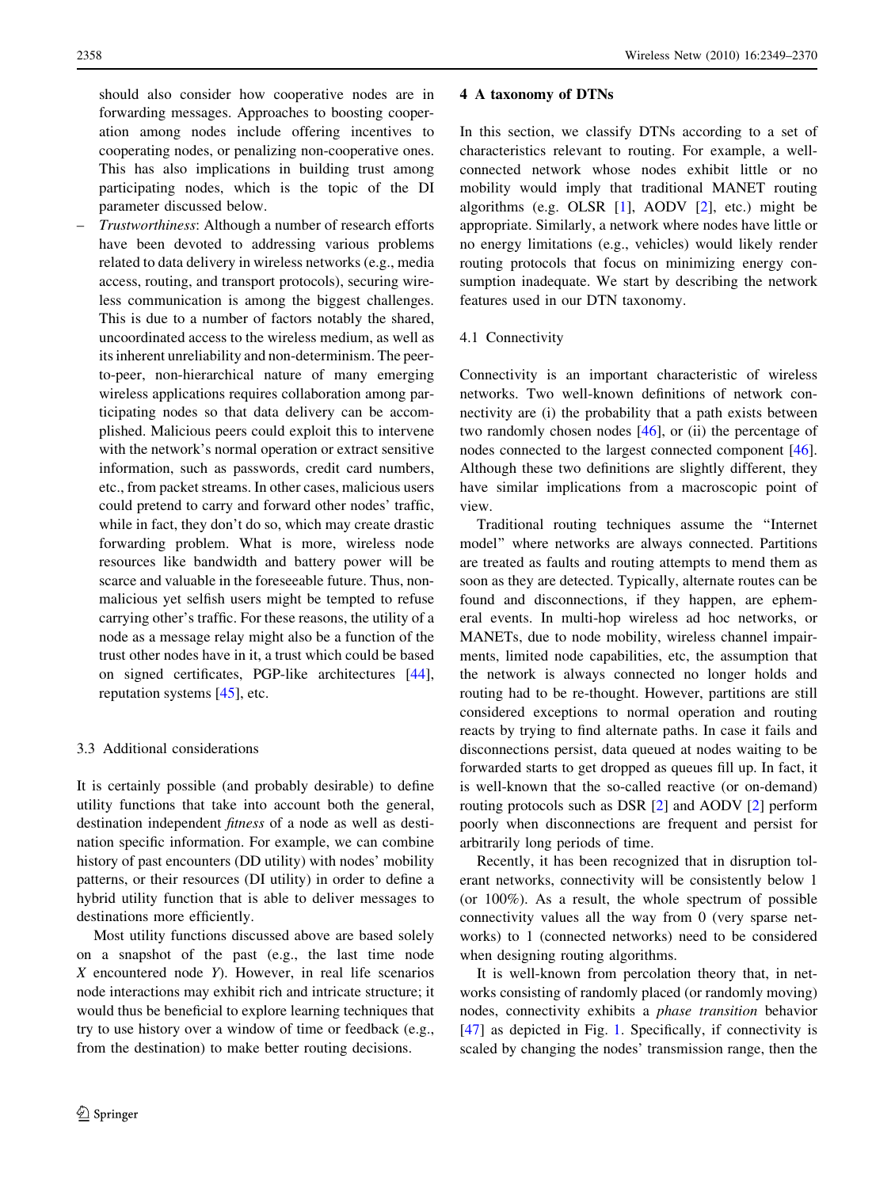should also consider how cooperative nodes are in forwarding messages. Approaches to boosting cooperation among nodes include offering incentives to cooperating nodes, or penalizing non-cooperative ones. This has also implications in building trust among participating nodes, which is the topic of the DI parameter discussed below.

– *Trustworthiness*: Although a number of research efforts have been devoted to addressing various problems related to data delivery in wireless networks (e.g., media access, routing, and transport protocols), securing wireless communication is among the biggest challenges. This is due to a number of factors notably the shared, uncoordinated access to the wireless medium, as well as its inherent unreliability and non-determinism. The peer-to-peer, non-hierarchical nature of many emerging wireless applications requires collaboration among participating nodes so that data delivery can be accomplished. Malicious peers could exploit this to intervene with the network's normal operation or extract sensitive information, such as passwords, credit card numbers, etc., from packet streams. In other cases, malicious users could pretend to carry and forward other nodes' traffic, while in fact, they don't do so, which may create drastic forwarding problem. What is more, wireless node resources like bandwidth and battery power will be scarce and valuable in the foreseeable future. Thus, non-malicious yet selfish users might be tempted to refuse carrying other's traffic. For these reasons, the utility of a node as a message relay might also be a function of the trust other nodes have in it, a trust which could be based on signed certificates, PGP-like architectures [44], reputation systems [45], etc.

### 3.3 Additional considerations

It is certainly possible (and probably desirable) to define utility functions that take into account both the general, destination independent *fitness* of a node as well as destination specific information. For example, we can combine history of past encounters (DD utility) with nodes' mobility patterns, or their resources (DI utility) in order to define a hybrid utility function that is able to deliver messages to destinations more efficiently.

Most utility functions discussed above are based solely on a snapshot of the past (e.g., the last time node *X* encountered node *Y*). However, in real life scenarios node interactions may exhibit rich and intricate structure; it would thus be beneficial to explore learning techniques that try to use history over a window of time or feedback (e.g., from the destination) to make better routing decisions.

## 4 A taxonomy of DTNs

In this section, we classify DTNs according to a set of characteristics relevant to routing. For example, a well-connected network whose nodes exhibit little or no mobility would imply that traditional MANET routing algorithms (e.g. OLSR [1], AODV [2], etc.) might be appropriate. Similarly, a network where nodes have little or no energy limitations (e.g., vehicles) would likely render routing protocols that focus on minimizing energy consumption inadequate. We start by describing the network features used in our DTN taxonomy.

### 4.1 Connectivity

Connectivity is an important characteristic of wireless networks. Two well-known definitions of network connectivity are (i) the probability that a path exists between two randomly chosen nodes [46], or (ii) the percentage of nodes connected to the largest connected component [46]. Although these two definitions are slightly different, they have similar implications from a macroscopic point of view.

Traditional routing techniques assume the "Internet model" where networks are always connected. Partitions are treated as faults and routing attempts to mend them as soon as they are detected. Typically, alternate routes can be found and disconnections, if they happen, are ephemeral events. In multi-hop wireless ad hoc networks, or MANETs, due to node mobility, wireless channel impairments, limited node capabilities, etc, the assumption that the network is always connected no longer holds and routing had to be re-thought. However, partitions are still considered exceptions to normal operation and routing reacts by trying to find alternate paths. In case it fails and disconnections persist, data queued at nodes waiting to be forwarded starts to get dropped as queues fill up. In fact, it is well-known that the so-called reactive (or on-demand) routing protocols such as DSR [2] and AODV [2] perform poorly when disconnections are frequent and persist for arbitrarily long periods of time.

Recently, it has been recognized that in disruption tolerant networks, connectivity will be consistently below 1 (or 100%). As a result, the whole spectrum of possible connectivity values all the way from 0 (very sparse networks) to 1 (connected networks) need to be considered when designing routing algorithms.

It is well-known from percolation theory that, in networks consisting of randomly placed (or randomly moving) nodes, connectivity exhibits a *phase transition* behavior [47] as depicted in Fig. 1. Specifically, if connectivity is scaled by changing the nodes' transmission range, then the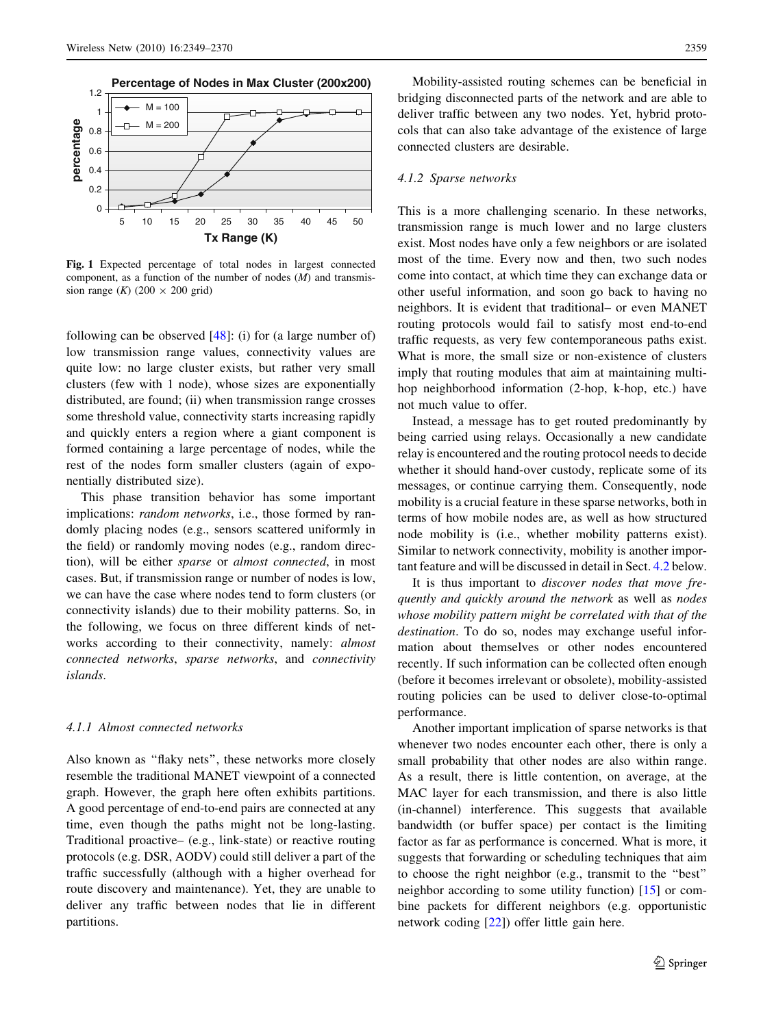Fig. 1 Expected percentage of total nodes in largest connected component, as a function of the number of nodes ($M$) and transmission range ($K$) ($200 \times 200$ grid)

following can be observed [48]: (i) for (a large number of) low transmission range values, connectivity values are quite low: no large cluster exists, but rather very small clusters (few with 1 node), whose sizes are exponentially distributed, are found; (ii) when transmission range crosses some threshold value, connectivity starts increasing rapidly and quickly enters a region where a giant component is formed containing a large percentage of nodes, while the rest of the nodes form smaller clusters (again of exponentially distributed size).

This phase transition behavior has some important implications: *random networks*, i.e., those formed by randomly placing nodes (e.g., sensors scattered uniformly in the field) or randomly moving nodes (e.g., random direction), will be either *sparse* or *almost connected*, in most cases. But, if transmission range or number of nodes is low, we can have the case where nodes tend to form clusters (or connectivity islands) due to their mobility patterns. So, in the following, we focus on three different kinds of networks according to their connectivity, namely: *almost connected networks*, *sparse networks*, and *connectivity islands*.

#### 4.1.1 Almost connected networks

Also known as "flaky nets", these networks more closely resemble the traditional MANET viewpoint of a connected graph. However, the graph here often exhibits partitions. A good percentage of end-to-end pairs are connected at any time, even though the paths might not be long-lasting. Traditional proactive– (e.g., link-state) or reactive routing protocols (e.g. DSR, AODV) could still deliver a part of the traffic successfully (although with a higher overhead for route discovery and maintenance). Yet, they are unable to deliver any traffic between nodes that lie in different partitions.

Mobility-assisted routing schemes can be beneficial in bridging disconnected parts of the network and are able to deliver traffic between any two nodes. Yet, hybrid protocols that can also take advantage of the existence of large connected clusters are desirable.

#### 4.1.2 Sparse networks

This is a more challenging scenario. In these networks, transmission range is much lower and no large clusters exist. Most nodes have only a few neighbors or are isolated most of the time. Every now and then, two such nodes come into contact, at which time they can exchange data or other useful information, and soon go back to having no neighbors. It is evident that traditional– or even MANET routing protocols would fail to satisfy most end-to-end traffic requests, as very few contemporaneous paths exist. What is more, the small size or non-existence of clusters imply that routing modules that aim at maintaining multi-hop neighborhood information (2-hop, k-hop, etc.) have not much value to offer.

Instead, a message has to get routed predominantly by being carried using relays. Occasionally a new candidate relay is encountered and the routing protocol needs to decide whether it should hand-over custody, replicate some of its messages, or continue carrying them. Consequently, node mobility is a crucial feature in these sparse networks, both in terms of how mobile nodes are, as well as how structured node mobility is (i.e., whether mobility patterns exist). Similar to network connectivity, mobility is another important feature and will be discussed in detail in Sect. 4.2 below.

It is thus important to *discover nodes that move frequently and quickly around the network* as well as *nodes whose mobility pattern might be correlated with that of the destination*. To do so, nodes may exchange useful information about themselves or other nodes encountered recently. If such information can be collected often enough (before it becomes irrelevant or obsolete), mobility-assisted routing policies can be used to deliver close-to-optimal performance.

Another important implication of sparse networks is that whenever two nodes encounter each other, there is only a small probability that other nodes are also within range. As a result, there is little contention, on average, at the MAC layer for each transmission, and there is also little (in-channel) interference. This suggests that available bandwidth (or buffer space) per contact is the limiting factor as far as performance is concerned. What is more, it suggests that forwarding or scheduling techniques that aim to choose the right neighbor (e.g., transmit to the "best" neighbor according to some utility function) [15] or combine packets for different neighbors (e.g. opportunistic network coding [22]) offer little gain here.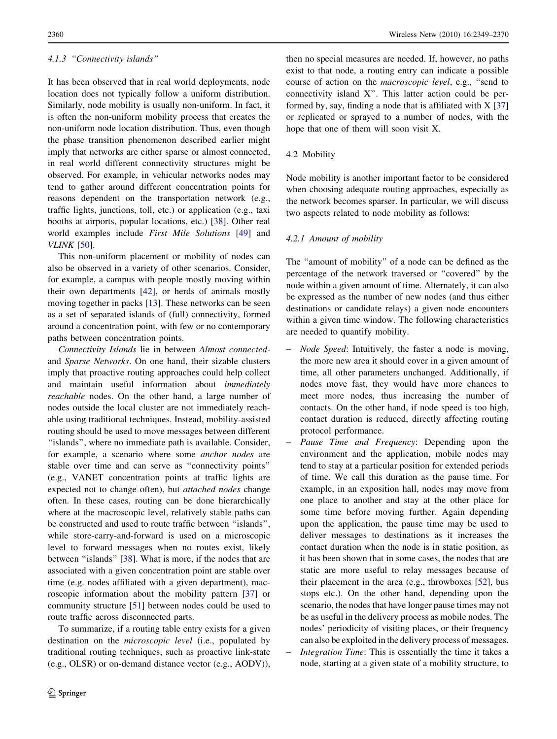#### 4.1.3 "Connectivity islands"

It has been observed that in real world deployments, node location does not typically follow a uniform distribution. Similarly, node mobility is usually non-uniform. In fact, it is often the non-uniform mobility process that creates the non-uniform node location distribution. Thus, even though the phase transition phenomenon described earlier might imply that networks are either sparse or almost connected, in real world different connectivity structures might be observed. For example, in vehicular networks nodes may tend to gather around different concentration points for reasons dependent on the transportation network (e.g., traffic lights, junctions, toll, etc.) or application (e.g., taxi booths at airports, popular locations, etc.) [38]. Other real world examples include *First Mile Solutions* [49] and *VLINK* [50].

This non-uniform placement or mobility of nodes can also be observed in a variety of other scenarios. Consider, for example, a campus with people mostly moving within their own departments [42], or herds of animals mostly moving together in packs [13]. These networks can be seen as a set of separated islands of (full) connectivity, formed around a concentration point, with few or no contemporary paths between concentration points.

*Connectivity Islands* lie in between *Almost connected*- and *Sparse Networks*. On one hand, their sizable clusters imply that proactive routing approaches could help collect and maintain useful information about *immediately reachable* nodes. On the other hand, a large number of nodes outside the local cluster are not immediately reachable using traditional techniques. Instead, mobility-assisted routing should be used to move messages between different "islands", where no immediate path is available. Consider, for example, a scenario where some *anchor nodes* are stable over time and can serve as "connectivity points" (e.g., VANET concentration points at traffic lights are expected not to change often), but *attached nodes* change often. In these cases, routing can be done hierarchically where at the macroscopic level, relatively stable paths can be constructed and used to route traffic between "islands", while store-carry-and-forward is used on a microscopic level to forward messages when no routes exist, likely between "islands" [38]. What is more, if the nodes that are associated with a given concentration point are stable over time (e.g. nodes affiliated with a given department), macroscopic information about the mobility pattern [37] or community structure [51] between nodes could be used to route traffic across disconnected parts.

To summarize, if a routing table entry exists for a given destination on the *microscopic level* (i.e., populated by traditional routing techniques, such as proactive link-state (e.g., OLSR) or on-demand distance vector (e.g., AODV)), then no special measures are needed. If, however, no paths exist to that node, a routing entry can indicate a possible course of action on the *macroscopic level*, e.g., "send to connectivity island X". This latter action could be performed by, say, finding a node that is affiliated with X [37] or replicated or sprayed to a number of nodes, with the hope that one of them will soon visit X.

### 4.2 Mobility

Node mobility is another important factor to be considered when choosing adequate routing approaches, especially as the network becomes sparser. In particular, we will discuss two aspects related to node mobility as follows:

#### 4.2.1 Amount of mobility

The "amount of mobility" of a node can be defined as the percentage of the network traversed or "covered" by the node within a given amount of time. Alternately, it can also be expressed as the number of new nodes (and thus either destinations or candidate relays) a given node encounters within a given time window. The following characteristics are needed to quantify mobility.

- *Node Speed*: Intuitively, the faster a node is moving, the more new area it should cover in a given amount of time, all other parameters unchanged. Additionally, if nodes move fast, they would have more chances to meet more nodes, thus increasing the number of contacts. On the other hand, if node speed is too high, contact duration is reduced, directly affecting routing protocol performance.
- *Pause Time and Frequency*: Depending upon the environment and the application, mobile nodes may tend to stay at a particular position for extended periods of time. We call this duration as the pause time. For example, in an exposition hall, nodes may move from one place to another and stay at the other place for some time before moving further. Again depending upon the application, the pause time may be used to deliver messages to destinations as it increases the contact duration when the node is in static position, as it has been shown that in some cases, the nodes that are static are more useful to relay messages because of their placement in the area (e.g., throwboxes [52], bus stops etc.). On the other hand, depending upon the scenario, the nodes that have longer pause times may not be as useful in the delivery process as mobile nodes. The nodes' periodicity of visiting places, or their frequency can also be exploited in the delivery process of messages.
- *Integration Time*: This is essentially the time it takes a node, starting at a given state of a mobility structure, to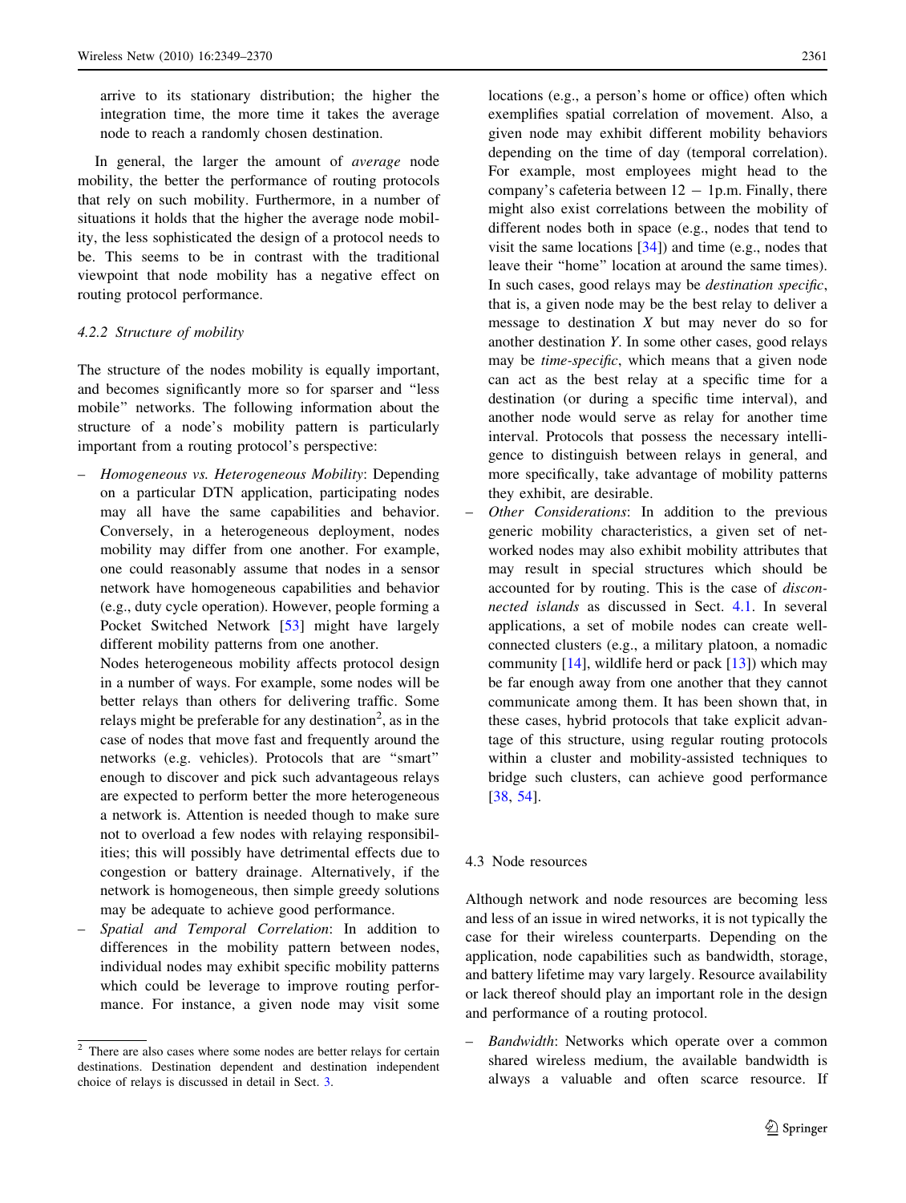arrive to its stationary distribution; the higher the integration time, the more time it takes the average node to reach a randomly chosen destination.

In general, the larger the amount of *average* node mobility, the better the performance of routing protocols that rely on such mobility. Furthermore, in a number of situations it holds that the higher the average node mobility, the less sophisticated the design of a protocol needs to be. This seems to be in contrast with the traditional viewpoint that node mobility has a negative effect on routing protocol performance.

#### 4.2.2 Structure of mobility

The structure of the nodes mobility is equally important, and becomes significantly more so for sparser and "less mobile" networks. The following information about the structure of a node's mobility pattern is particularly important from a routing protocol's perspective:

– *Homogeneous vs. Heterogeneous Mobility*: Depending on a particular DTN application, participating nodes may all have the same capabilities and behavior. Conversely, in a heterogeneous deployment, nodes mobility may differ from one another. For example, one could reasonably assume that nodes in a sensor network have homogeneous capabilities and behavior (e.g., duty cycle operation). However, people forming a Pocket Switched Network [53] might have largely different mobility patterns from one another.
  Nodes heterogeneous mobility affects protocol design in a number of ways. For example, some nodes will be better relays than others for delivering traffic. Some relays might be preferable for any destination[2], as in the case of nodes that move fast and frequently around the networks (e.g. vehicles). Protocols that are "smart" enough to discover and pick such advantageous relays are expected to perform better the more heterogeneous a network is. Attention is needed though to make sure not to overload a few nodes with relaying responsibilities; this will possibly have detrimental effects due to congestion or battery drainage. Alternatively, if the network is homogeneous, then simple greedy solutions may be adequate to achieve good performance.
– *Spatial and Temporal Correlation*: In addition to differences in the mobility pattern between nodes, individual nodes may exhibit specific mobility patterns which could be leverage to improve routing performance. For instance, a given node may visit some locations (e.g., a person's home or office) often which exemplifies spatial correlation of movement. Also, a given node may exhibit different mobility behaviors depending on the time of day (temporal correlation). For example, most employees might head to the company's cafeteria between 12 − 1p.m. Finally, there might also exist correlations between the mobility of different nodes both in space (e.g., nodes that tend to visit the same locations [34]) and time (e.g., nodes that leave their "home" location at around the same times). In such cases, good relays may be *destination specific*, that is, a given node may be the best relay to deliver a message to destination *X* but may never do so for another destination *Y*. In some other cases, good relays may be *time-specific*, which means that a given node can act as the best relay at a specific time for a destination (or during a specific time interval), and another node would serve as relay for another time interval. Protocols that possess the necessary intelligence to distinguish between relays in general, and more specifically, take advantage of mobility patterns they exhibit, are desirable.
– *Other Considerations*: In addition to the previous generic mobility characteristics, a given set of networked nodes may also exhibit mobility attributes that may result in special structures which should be accounted for by routing. This is the case of *disconnected islands* as discussed in Sect. 4.1. In several applications, a set of mobile nodes can create well-connected clusters (e.g., a military platoon, a nomadic community [14], wildlife herd or pack [13]) which may be far enough away from one another that they cannot communicate among them. It has been shown that, in these cases, hybrid protocols that take explicit advantage of this structure, using regular routing protocols within a cluster and mobility-assisted techniques to bridge such clusters, can achieve good performance [38, 54].

### 4.3 Node resources

Although network and node resources are becoming less and less of an issue in wired networks, it is not typically the case for their wireless counterparts. Depending on the application, node capabilities such as bandwidth, storage, and battery lifetime may vary largely. Resource availability or lack thereof should play an important role in the design and performance of a routing protocol.

– *Bandwidth*: Networks which operate over a common shared wireless medium, the available bandwidth is always a valuable and often scarce resource. If

---

[2] There are also cases where some nodes are better relays for certain destinations. Destination dependent and destination independent choice of relays is discussed in detail in Sect. 3.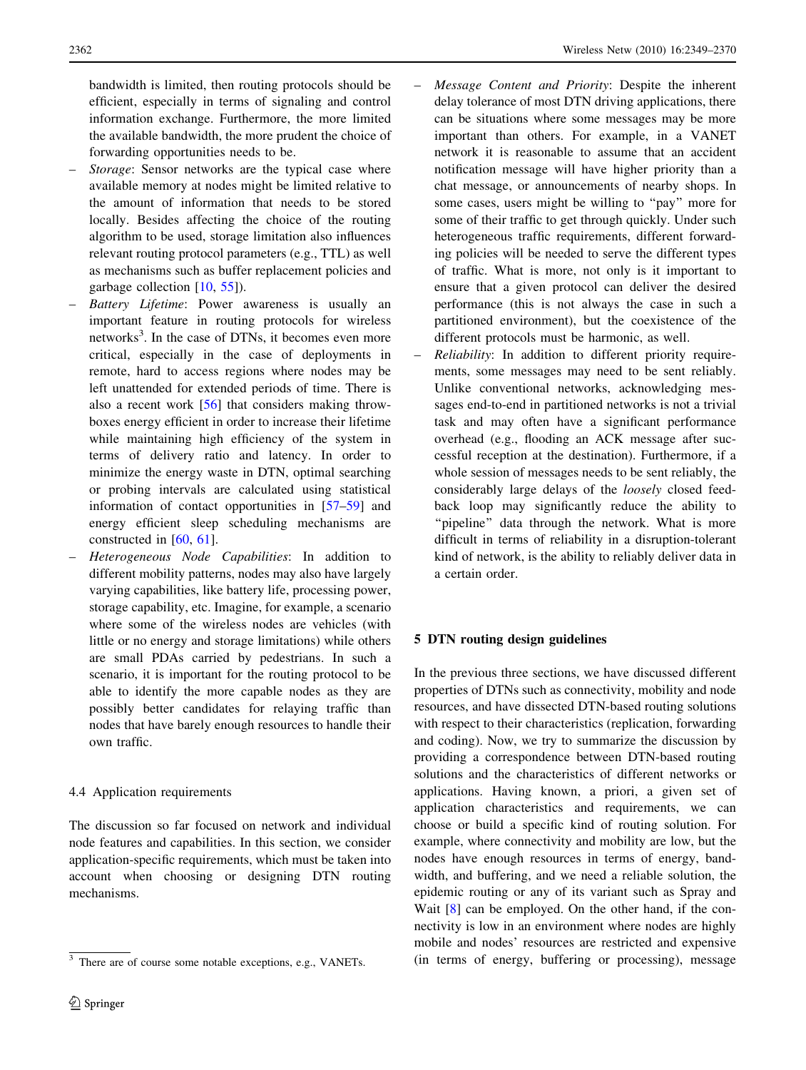bandwidth is limited, then routing protocols should be efficient, especially in terms of signaling and control information exchange. Furthermore, the more limited the available bandwidth, the more prudent the choice of forwarding opportunities needs to be.

- *Storage*: Sensor networks are the typical case where available memory at nodes might be limited relative to the amount of information that needs to be stored locally. Besides affecting the choice of the routing algorithm to be used, storage limitation also influences relevant routing protocol parameters (e.g., TTL) as well as mechanisms such as buffer replacement policies and garbage collection [10, 55]).
- *Battery Lifetime*: Power awareness is usually an important feature in routing protocols for wireless networks[3]. In the case of DTNs, it becomes even more critical, especially in the case of deployments in remote, hard to access regions where nodes may be left unattended for extended periods of time. There is also a recent work [56] that considers making throwboxes energy efficient in order to increase their lifetime while maintaining high efficiency of the system in terms of delivery ratio and latency. In order to minimize the energy waste in DTN, optimal searching or probing intervals are calculated using statistical information of contact opportunities in [57–59] and energy efficient sleep scheduling mechanisms are constructed in [60, 61].
- *Heterogeneous Node Capabilities*: In addition to different mobility patterns, nodes may also have largely varying capabilities, like battery life, processing power, storage capability, etc. Imagine, for example, a scenario where some of the wireless nodes are vehicles (with little or no energy and storage limitations) while others are small PDAs carried by pedestrians. In such a scenario, it is important for the routing protocol to be able to identify the more capable nodes as they are possibly better candidates for relaying traffic than nodes that have barely enough resources to handle their own traffic.

### 4.4 Application requirements

The discussion so far focused on network and individual node features and capabilities. In this section, we consider application-specific requirements, which must be taken into account when choosing or designing DTN routing mechanisms.

- *Message Content and Priority*: Despite the inherent delay tolerance of most DTN driving applications, there can be situations where some messages may be more important than others. For example, in a VANET network it is reasonable to assume that an accident notification message will have higher priority than a chat message, or announcements of nearby shops. In some cases, users might be willing to "pay" more for some of their traffic to get through quickly. Under such heterogeneous traffic requirements, different forwarding policies will be needed to serve the different types of traffic. What is more, not only is it important to ensure that a given protocol can deliver the desired performance (this is not always the case in such a partitioned environment), but the coexistence of the different protocols must be harmonic, as well.
- *Reliability*: In addition to different priority requirements, some messages may need to be sent reliably. Unlike conventional networks, acknowledging messages end-to-end in partitioned networks is not a trivial task and may often have a significant performance overhead (e.g., flooding an ACK message after successful reception at the destination). Furthermore, if a whole session of messages needs to be sent reliably, the considerably large delays of the *loosely* closed feedback loop may significantly reduce the ability to "pipeline" data through the network. What is more difficult in terms of reliability in a disruption-tolerant kind of network, is the ability to reliably deliver data in a certain order.

## 5 DTN routing design guidelines

In the previous three sections, we have discussed different properties of DTNs such as connectivity, mobility and node resources, and have dissected DTN-based routing solutions with respect to their characteristics (replication, forwarding and coding). Now, we try to summarize the discussion by providing a correspondence between DTN-based routing solutions and the characteristics of different networks or applications. Having known, a priori, a given set of application characteristics and requirements, we can choose or build a specific kind of routing solution. For example, where connectivity and mobility are low, but the nodes have enough resources in terms of energy, bandwidth, and buffering, and we need a reliable solution, the epidemic routing or any of its variant such as Spray and Wait [8] can be employed. On the other hand, if the connectivity is low in an environment where nodes are highly mobile and nodes' resources are restricted and expensive (in terms of energy, buffering or processing), message

[3] There are of course some notable exceptions, e.g., VANETs.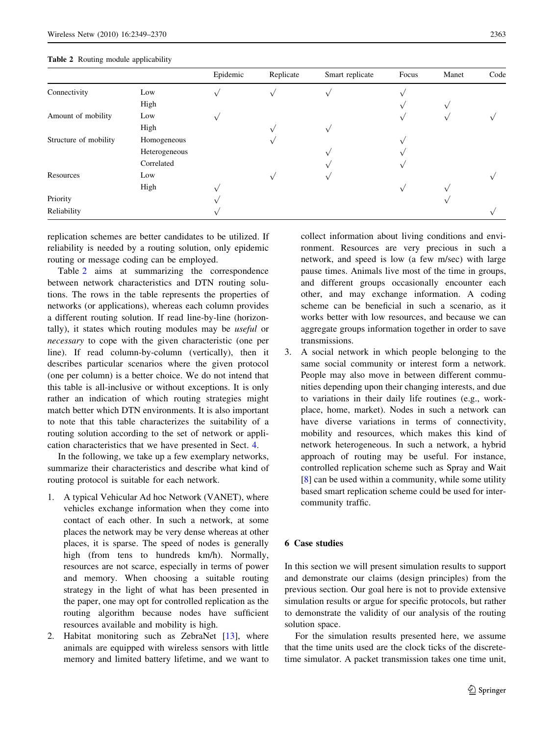**Table 2** Routing module applicability

| | | Epidemic | Replicate | Smart replicate | Focus | Manet | Code |
|---|---|---|---|---|---|---|---|
| Connectivity | Low | √ | √ | √ | √ | | |
| | High | | | | √ | √ | |
| Amount of mobility | Low | √ | | | √ | √ | √ |
| | High | | √ | √ | | | |
| Structure of mobility | Homogeneous | | √ | | √ | | |
| | Heterogeneous | | | √ | √ | | |
| | Correlated | | | √ | √ | | |
| Resources | Low | | √ | √ | | | √ |
| | High | √ | | | √ | √ | |
| Priority | | √ | | | | √ | |
| Reliability | | √ | | | | | √ |

replication schemes are better candidates to be utilized. If reliability is needed by a routing solution, only epidemic routing or message coding can be employed.

Table 2 aims at summarizing the correspondence between network characteristics and DTN routing solutions. The rows in the table represents the properties of networks (or applications), whereas each column provides a different routing solution. If read line-by-line (horizontally), it states which routing modules may be *useful* or *necessary* to cope with the given characteristic (one per line). If read column-by-column (vertically), then it describes particular scenarios where the given protocol (one per column) is a better choice. We do not intend that this table is all-inclusive or without exceptions. It is only rather an indication of which routing strategies might match better which DTN environments. It is also important to note that this table characterizes the suitability of a routing solution according to the set of network or application characteristics that we have presented in Sect. 4.

In the following, we take up a few exemplary networks, summarize their characteristics and describe what kind of routing protocol is suitable for each network.

1. A typical Vehicular Ad hoc Network (VANET), where vehicles exchange information when they come into contact of each other. In such a network, at some places the network may be very dense whereas at other places, it is sparse. The speed of nodes is generally high (from tens to hundreds km/h). Normally, resources are not scarce, especially in terms of power and memory. When choosing a suitable routing strategy in the light of what has been presented in the paper, one may opt for controlled replication as the routing algorithm because nodes have sufficient resources available and mobility is high.
2. Habitat monitoring such as ZebraNet [13], where animals are equipped with wireless sensors with little memory and limited battery lifetime, and we want to collect information about living conditions and environment. Resources are very precious in such a network, and speed is low (a few m/sec) with large pause times. Animals live most of the time in groups, and different groups occasionally encounter each other, and may exchange information. A coding scheme can be beneficial in such a scenario, as it works better with low resources, and because we can aggregate groups information together in order to save transmissions.
3. A social network in which people belonging to the same social community or interest form a network. People may also move in between different communities depending upon their changing interests, and due to variations in their daily life routines (e.g., workplace, home, market). Nodes in such a network can have diverse variations in terms of connectivity, mobility and resources, which makes this kind of network heterogeneous. In such a network, a hybrid approach of routing may be useful. For instance, controlled replication scheme such as Spray and Wait [8] can be used within a community, while some utility based smart replication scheme could be used for inter-community traffic.

## 6 Case studies

In this section we will present simulation results to support and demonstrate our claims (design principles) from the previous section. Our goal here is not to provide extensive simulation results or argue for specific protocols, but rather to demonstrate the validity of our analysis of the routing solution space.

For the simulation results presented here, we assume that the time units used are the clock ticks of the discrete-time simulator. A packet transmission takes one time unit,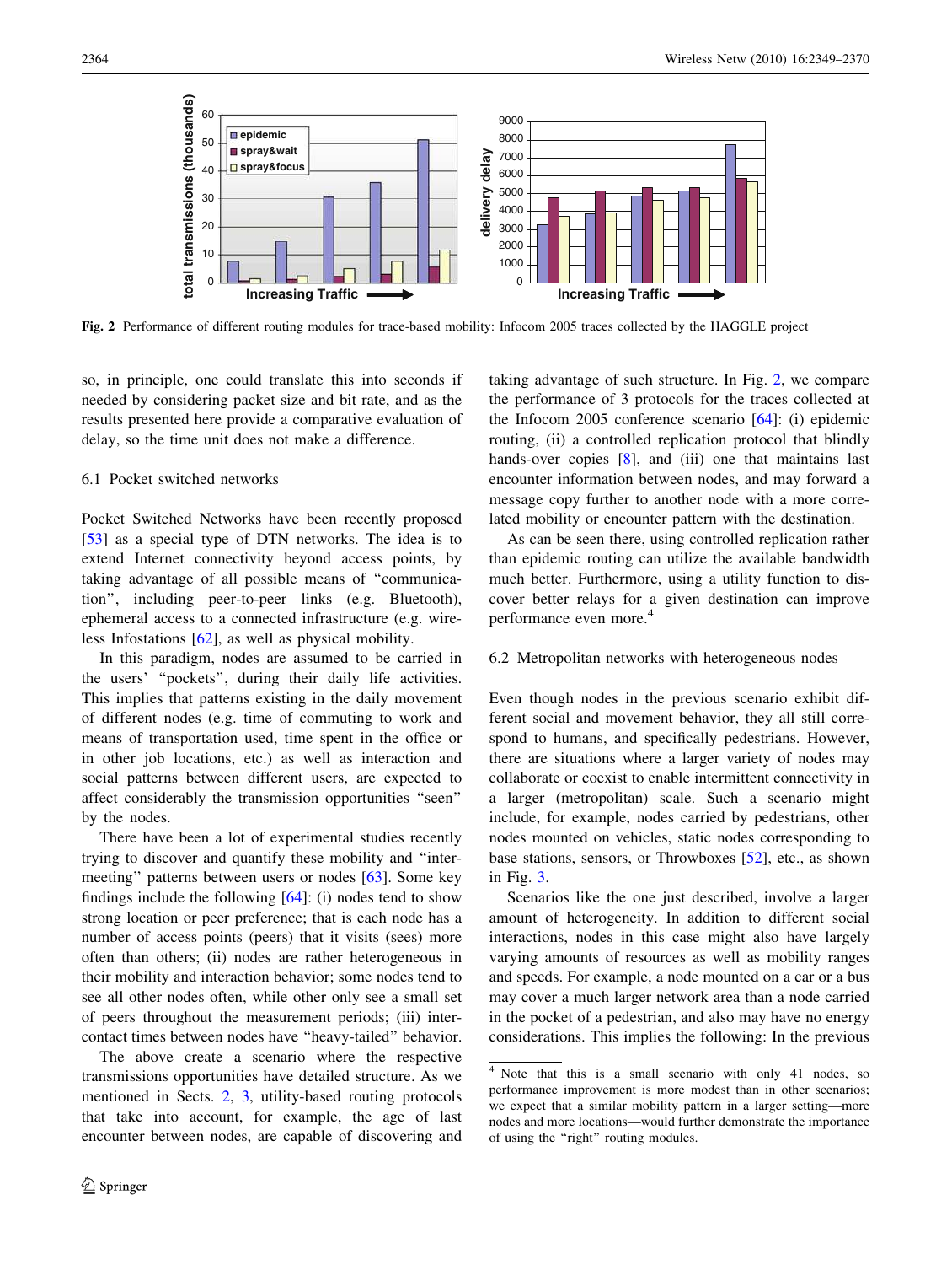**Fig. 2** Performance of different routing modules for trace-based mobility: Infocom 2005 traces collected by the HAGGLE project

so, in principle, one could translate this into seconds if needed by considering packet size and bit rate, and as the results presented here provide a comparative evaluation of delay, so the time unit does not make a difference.

### 6.1 Pocket switched networks

Pocket Switched Networks have been recently proposed [53] as a special type of DTN networks. The idea is to extend Internet connectivity beyond access points, by taking advantage of all possible means of "communication", including peer-to-peer links (e.g. Bluetooth), ephemeral access to a connected infrastructure (e.g. wireless Infostations [62], as well as physical mobility.

In this paradigm, nodes are assumed to be carried in the users' "pockets", during their daily life activities. This implies that patterns existing in the daily movement of different nodes (e.g. time of commuting to work and means of transportation used, time spent in the office or in other job locations, etc.) as well as interaction and social patterns between different users, are expected to affect considerably the transmission opportunities "seen" by the nodes.

There have been a lot of experimental studies recently trying to discover and quantify these mobility and "inter-meeting" patterns between users or nodes [63]. Some key findings include the following [64]: (i) nodes tend to show strong location or peer preference; that is each node has a number of access points (peers) that it visits (sees) more often than others; (ii) nodes are rather heterogeneous in their mobility and interaction behavior; some nodes tend to see all other nodes often, while other only see a small set of peers throughout the measurement periods; (iii) inter-contact times between nodes have "heavy-tailed" behavior.

The above create a scenario where the respective transmissions opportunities have detailed structure. As we mentioned in Sects. 2, 3, utility-based routing protocols that take into account, for example, the age of last encounter between nodes, are capable of discovering and taking advantage of such structure. In Fig. 2, we compare the performance of 3 protocols for the traces collected at the Infocom 2005 conference scenario [64]: (i) epidemic routing, (ii) a controlled replication protocol that blindly hands-over copies [8], and (iii) one that maintains last encounter information between nodes, and may forward a message copy further to another node with a more correlated mobility or encounter pattern with the destination.

As can be seen there, using controlled replication rather than epidemic routing can utilize the available bandwidth much better. Furthermore, using a utility function to discover better relays for a given destination can improve performance even more.[4]

### 6.2 Metropolitan networks with heterogeneous nodes

Even though nodes in the previous scenario exhibit different social and movement behavior, they all still correspond to humans, and specifically pedestrians. However, there are situations where a larger variety of nodes may collaborate or coexist to enable intermittent connectivity in a larger (metropolitan) scale. Such a scenario might include, for example, nodes carried by pedestrians, other nodes mounted on vehicles, static nodes corresponding to base stations, sensors, or Throwboxes [52], etc., as shown in Fig. 3.

Scenarios like the one just described, involve a larger amount of heterogeneity. In addition to different social interactions, nodes in this case might also have largely varying amounts of resources as well as mobility ranges and speeds. For example, a node mounted on a car or a bus may cover a much larger network area than a node carried in the pocket of a pedestrian, and also may have no energy considerations. This implies the following: In the previous

[4] Note that this is a small scenario with only 41 nodes, so performance improvement is more modest than in other scenarios; we expect that a similar mobility pattern in a larger setting—more nodes and more locations—would further demonstrate the importance of using the "right" routing modules.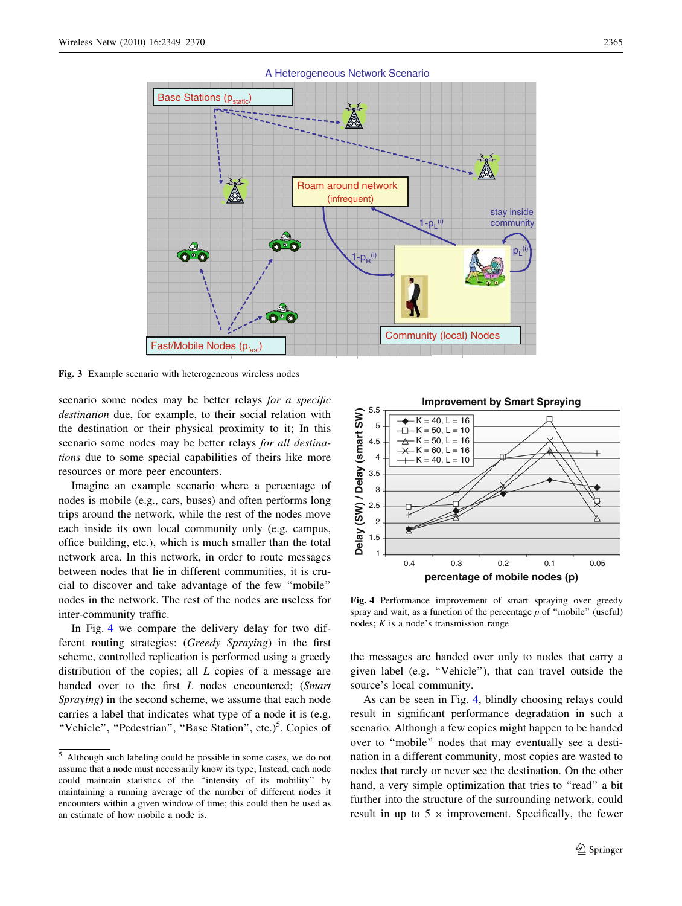Fig. 3 Example scenario with heterogeneous wireless nodes

scenario some nodes may be better relays *for a specific destination* due, for example, to their social relation with the destination or their physical proximity to it; In this scenario some nodes may be better relays *for all destinations* due to some special capabilities of theirs like more resources or more peer encounters.

Imagine an example scenario where a percentage of nodes is mobile (e.g., cars, buses) and often performs long trips around the network, while the rest of the nodes move each inside its own local community only (e.g. campus, office building, etc.), which is much smaller than the total network area. In this network, in order to route messages between nodes that lie in different communities, it is crucial to discover and take advantage of the few "mobile" nodes in the network. The rest of the nodes are useless for inter-community traffic.

In Fig. 4 we compare the delivery delay for two different routing strategies: (*Greedy Spraying*) in the first scheme, controlled replication is performed using a greedy distribution of the copies; all $L$ copies of a message are handed over to the first $L$ nodes encountered; (*Smart Spraying*) in the second scheme, we assume that each node carries a label that indicates what type of a node it is (e.g. "Vehicle", "Pedestrian", "Base Station", etc.)[5]. Copies of the messages are handed over only to nodes that carry a given label (e.g. "Vehicle"), that can travel outside the source's local community.

Fig. 4 Performance improvement of smart spraying over greedy spray and wait, as a function of the percentage $p$ of "mobile" (useful) nodes; $K$ is a node's transmission range

As can be seen in Fig. 4, blindly choosing relays could result in significant performance degradation in such a scenario. Although a few copies might happen to be handed over to "mobile" nodes that may eventually see a destination in a different community, most copies are wasted to nodes that rarely or never see the destination. On the other hand, a very simple optimization that tries to "read" a bit further into the structure of the surrounding network, could result in up to $5\times$ improvement. Specifically, the fewer

---

[5] Although such labeling could be possible in some cases, we do not assume that a node must necessarily know its type; Instead, each node could maintain statistics of the "intensity of its mobility" by maintaining a running average of the number of different nodes it encounters within a given window of time; this could then be used as an estimate of how mobile a node is.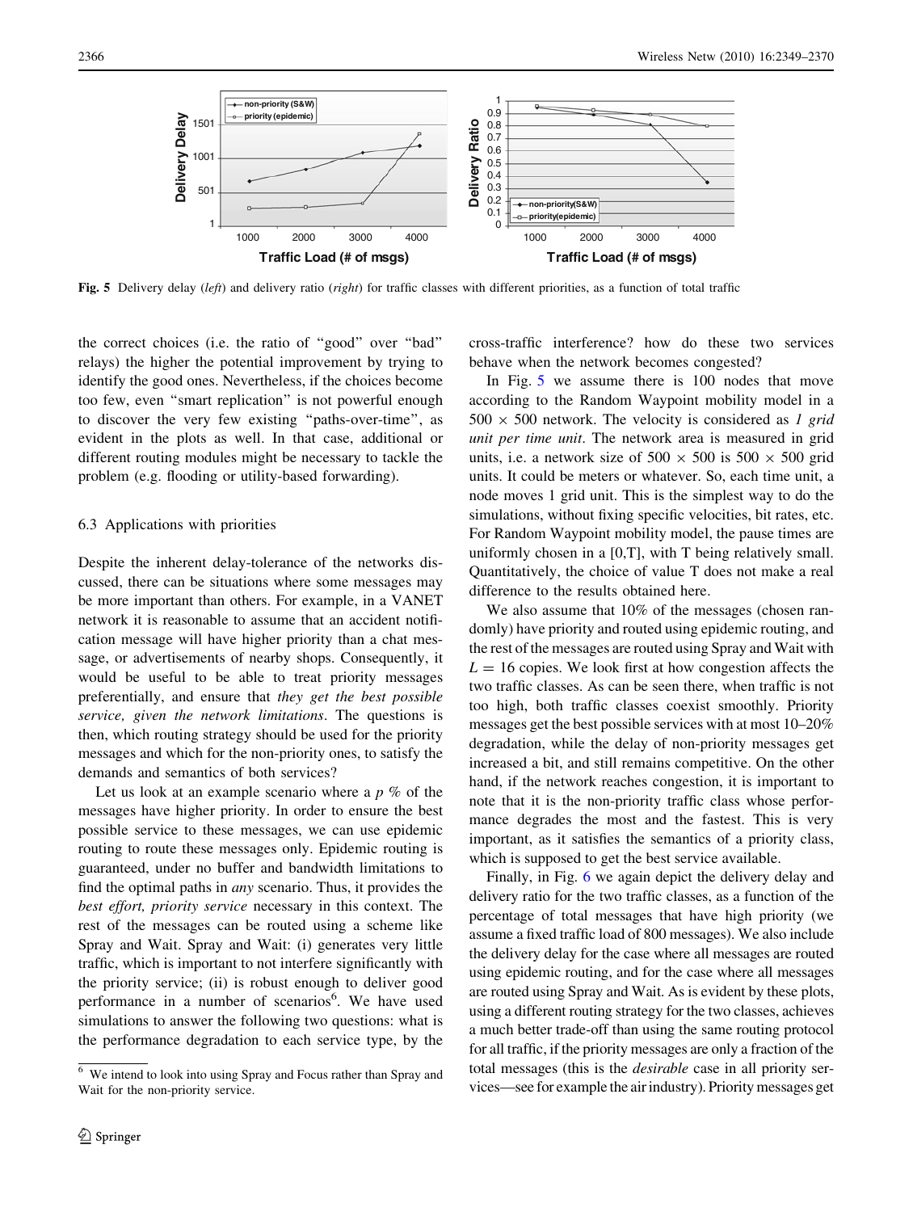Fig. 5 Delivery delay (*left*) and delivery ratio (*right*) for traffic classes with different priorities, as a function of total traffic

the correct choices (i.e. the ratio of "good" over "bad" relays) the higher the potential improvement by trying to identify the good ones. Nevertheless, if the choices become too few, even "smart replication" is not powerful enough to discover the very few existing "paths-over-time", as evident in the plots as well. In that case, additional or different routing modules might be necessary to tackle the problem (e.g. flooding or utility-based forwarding).

### 6.3 Applications with priorities

Despite the inherent delay-tolerance of the networks discussed, there can be situations where some messages may be more important than others. For example, in a VANET network it is reasonable to assume that an accident notification message will have higher priority than a chat message, or advertisements of nearby shops. Consequently, it would be useful to be able to treat priority messages preferentially, and ensure that *they get the best possible service, given the network limitations*. The questions is then, which routing strategy should be used for the priority messages and which for the non-priority ones, to satisfy the demands and semantics of both services?

Let us look at an example scenario where a $p$ % of the messages have higher priority. In order to ensure the best possible service to these messages, we can use epidemic routing to route these messages only. Epidemic routing is guaranteed, under no buffer and bandwidth limitations to find the optimal paths in *any* scenario. Thus, it provides the *best effort, priority service* necessary in this context. The rest of the messages can be routed using a scheme like Spray and Wait. Spray and Wait: (i) generates very little traffic, which is important to not interfere significantly with the priority service; (ii) is robust enough to deliver good performance in a number of scenarios[6]. We have used simulations to answer the following two questions: what is the performance degradation to each service type, by the cross-traffic interference? how do these two services behave when the network becomes congested?

In Fig. 5 we assume there is 100 nodes that move according to the Random Waypoint mobility model in a $500 \times 500$ network. The velocity is considered as *1 grid unit per time unit*. The network area is measured in grid units, i.e. a network size of $500 \times 500$ is $500 \times 500$ grid units. It could be meters or whatever. So, each time unit, a node moves 1 grid unit. This is the simplest way to do the simulations, without fixing specific velocities, bit rates, etc. For Random Waypoint mobility model, the pause times are uniformly chosen in a [0,T], with T being relatively small. Quantitatively, the choice of value T does not make a real difference to the results obtained here.

We also assume that 10% of the messages (chosen randomly) have priority and routed using epidemic routing, and the rest of the messages are routed using Spray and Wait with $L = 16$ copies. We look first at how congestion affects the two traffic classes. As can be seen there, when traffic is not too high, both traffic classes coexist smoothly. Priority messages get the best possible services with at most 10–20% degradation, while the delay of non-priority messages get increased a bit, and still remains competitive. On the other hand, if the network reaches congestion, it is important to note that it is the non-priority traffic class whose performance degrades the most and the fastest. This is very important, as it satisfies the semantics of a priority class, which is supposed to get the best service available.

Finally, in Fig. 6 we again depict the delivery delay and delivery ratio for the two traffic classes, as a function of the percentage of total messages that have high priority (we assume a fixed traffic load of 800 messages). We also include the delivery delay for the case where all messages are routed using epidemic routing, and for the case where all messages are routed using Spray and Wait. As is evident by these plots, using a different routing strategy for the two classes, achieves a much better trade-off than using the same routing protocol for all traffic, if the priority messages are only a fraction of the total messages (this is the *desirable* case in all priority services—see for example the air industry). Priority messages get

[6] We intend to look into using Spray and Focus rather than Spray and Wait for the non-priority service.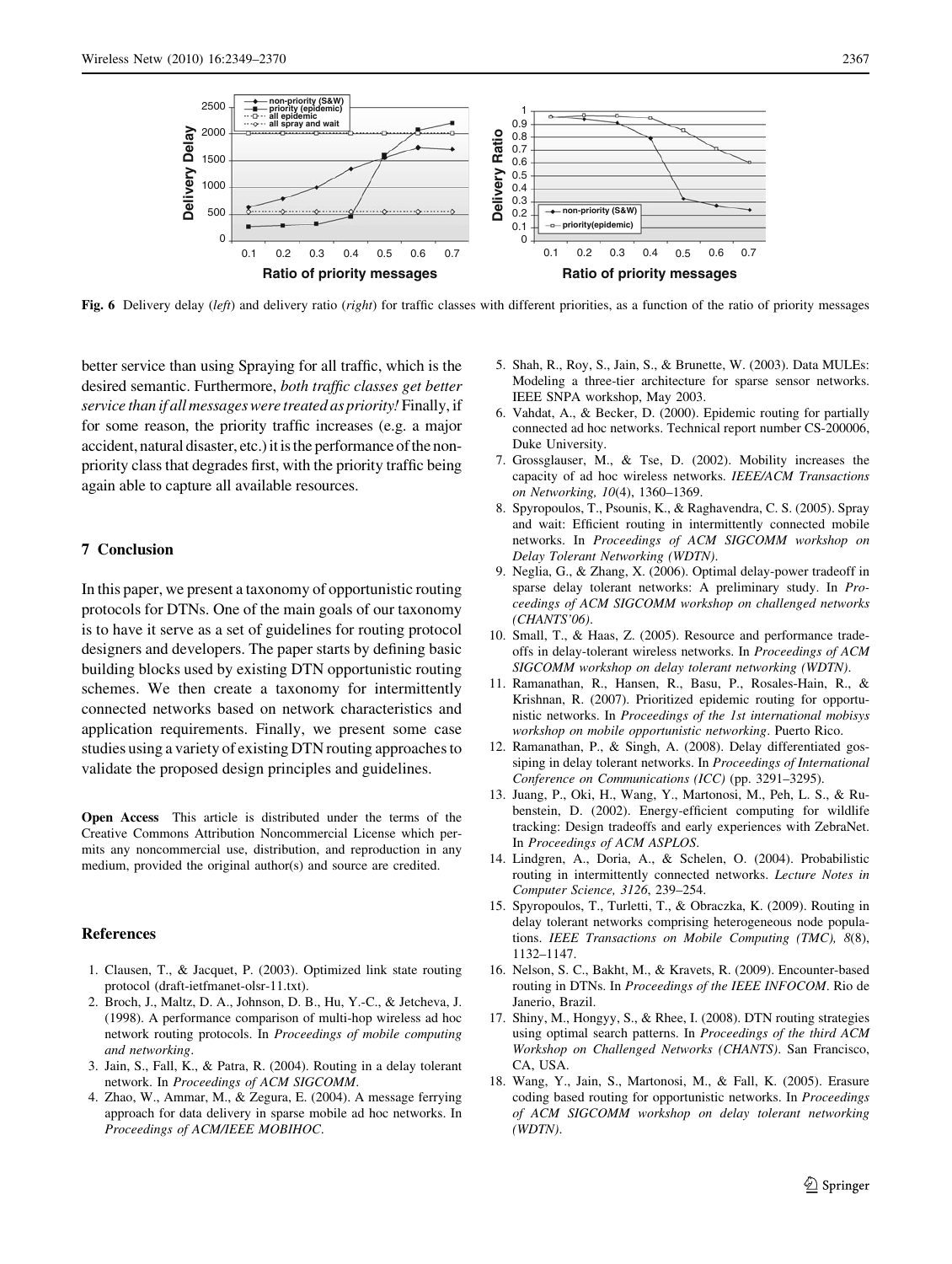Fig. 6 Delivery delay (*left*) and delivery ratio (*right*) for traffic classes with different priorities, as a function of the ratio of priority messages

better service than using Spraying for all traffic, which is the desired semantic. Furthermore, *both traffic classes get better service than if all messages were treated as priority!* Finally, if for some reason, the priority traffic increases (e.g. a major accident, natural disaster, etc.) it is the performance of the non-priority class that degrades first, with the priority traffic being again able to capture all available resources.

## 7 Conclusion

In this paper, we present a taxonomy of opportunistic routing protocols for DTNs. One of the main goals of our taxonomy is to have it serve as a set of guidelines for routing protocol designers and developers. The paper starts by defining basic building blocks used by existing DTN opportunistic routing schemes. We then create a taxonomy for intermittently connected networks based on network characteristics and application requirements. Finally, we present some case studies using a variety of existing DTN routing approaches to validate the proposed design principles and guidelines.

**Open Access** This article is distributed under the terms of the Creative Commons Attribution Noncommercial License which permits any noncommercial use, distribution, and reproduction in any medium, provided the original author(s) and source are credited.

## References

1. Clausen, T., & Jacquet, P. (2003). Optimized link state routing protocol (draft-ietfmanet-olsr-11.txt).
2. Broch, J., Maltz, D. A., Johnson, D. B., Hu, Y.-C., & Jetcheva, J. (1998). A performance comparison of multi-hop wireless ad hoc network routing protocols. In *Proceedings of mobile computing and networking*.
3. Jain, S., Fall, K., & Patra, R. (2004). Routing in a delay tolerant network. In *Proceedings of ACM SIGCOMM*.
4. Zhao, W., Ammar, M., & Zegura, E. (2004). A message ferrying approach for data delivery in sparse mobile ad hoc networks. In *Proceedings of ACM/IEEE MOBIHOC*.
5. Shah, R., Roy, S., Jain, S., & Brunette, W. (2003). Data MULEs: Modeling a three-tier architecture for sparse sensor networks. IEEE SNPA workshop, May 2003.
6. Vahdat, A., & Becker, D. (2000). Epidemic routing for partially connected ad hoc networks. Technical report number CS-200006, Duke University.
7. Grossglauser, M., & Tse, D. (2002). Mobility increases the capacity of ad hoc wireless networks. *IEEE/ACM Transactions on Networking, 10*(4), 1360–1369.
8. Spyropoulos, T., Psounis, K., & Raghavendra, C. S. (2005). Spray and wait: Efficient routing in intermittently connected mobile networks. In *Proceedings of ACM SIGCOMM workshop on Delay Tolerant Networking (WDTN)*.
9. Neglia, G., & Zhang, X. (2006). Optimal delay-power tradeoff in sparse delay tolerant networks: A preliminary study. In *Proceedings of ACM SIGCOMM workshop on challenged networks (CHANTS'06)*.
10. Small, T., & Haas, Z. (2005). Resource and performance tradeoffs in delay-tolerant wireless networks. In *Proceedings of ACM SIGCOMM workshop on delay tolerant networking (WDTN)*.
11. Ramanathan, R., Hansen, R., Basu, P., Rosales-Hain, R., & Krishnan, R. (2007). Prioritized epidemic routing for opportunistic networks. In *Proceedings of the 1st international mobisys workshop on mobile opportunistic networking*. Puerto Rico.
12. Ramanathan, P., & Singh, A. (2008). Delay differentiated gossiping in delay tolerant networks. In *Proceedings of International Conference on Communications (ICC)* (pp. 3291–3295).
13. Juang, P., Oki, H., Wang, Y., Martonosi, M., Peh, L. S., & Rubenstein, D. (2002). Energy-efficient computing for wildlife tracking: Design tradeoffs and early experiences with ZebraNet. In *Proceedings of ACM ASPLOS*.
14. Lindgren, A., Doria, A., & Schelen, O. (2004). Probabilistic routing in intermittently connected networks. *Lecture Notes in Computer Science, 3126*, 239–254.
15. Spyropoulos, T., Turletti, T., & Obraczka, K. (2009). Routing in delay tolerant networks comprising heterogeneous node populations. *IEEE Transactions on Mobile Computing (TMC), 8*(8), 1132–1147.
16. Nelson, S. C., Bakht, M., & Kravets, R. (2009). Encounter-based routing in DTNs. In *Proceedings of the IEEE INFOCOM*. Rio de Janerio, Brazil.
17. Shiny, M., Hongyy, S., & Rhee, I. (2008). DTN routing strategies using optimal search patterns. In *Proceedings of the third ACM Workshop on Challenged Networks (CHANTS)*. San Francisco, CA, USA.
18. Wang, Y., Jain, S., Martonosi, M., & Fall, K. (2005). Erasure coding based routing for opportunistic networks. In *Proceedings of ACM SIGCOMM workshop on delay tolerant networking (WDTN)*.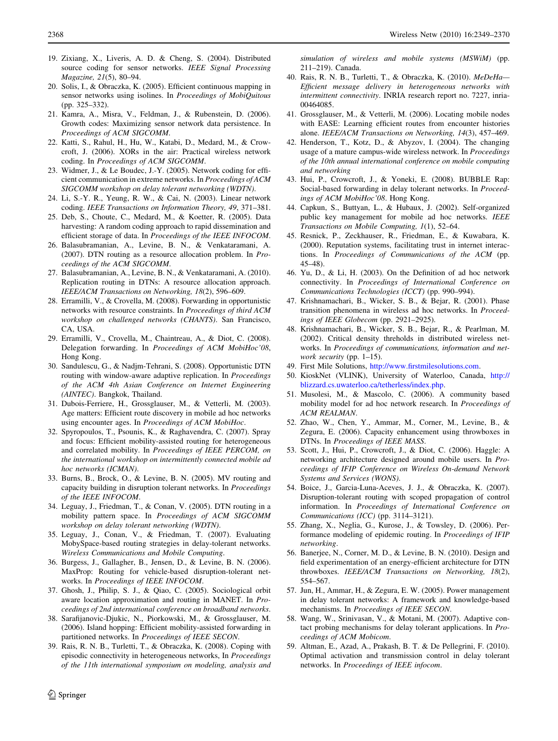19. Zixiang, X., Liveris, A. D. & Cheng, S. (2004). Distributed source coding for sensor networks. *IEEE Signal Processing Magazine, 21*(5), 80–94.
20. Solis, I., & Obraczka, K. (2005). Efficient continuous mapping in sensor networks using isolines. In *Proceedings of MobiQuitous* (pp. 325–332).
21. Kamra, A., Misra, V., Feldman, J., & Rubenstein, D. (2006). Growth codes: Maximizing sensor network data persistence. In *Proceedings of ACM SIGCOMM*.
22. Katti, S., Rahul, H., Hu, W., Katabi, D., Medard, M., & Crowcroft, J. (2006). XORs in the air: Practical wireless network coding. In *Proceedings of ACM SIGCOMM*.
23. Widmer, J., & Le Boudec, J.-Y. (2005). Network coding for efficient communication in extreme networks. In *Proceedings of ACM SIGCOMM workshop on delay tolerant networking (WDTN)*.
24. Li, S.-Y. R., Yeung, R. W., & Cai, N. (2003). Linear network coding. *IEEE Transactions on Information Theory, 49*, 371–381.
25. Deb, S., Choute, C., Medard, M., & Koetter, R. (2005). Data harvesting: A random coding approach to rapid dissemination and efficient storage of data. In *Proceedings of the IEEE INFOCOM*.
26. Balasubramanian, A., Levine, B. N., & Venkataramani, A. (2007). DTN routing as a resource allocation problem. In *Proceedings of the ACM SIGCOMM*.
27. Balasubramanian, A., Levine, B. N., & Venkataramani, A. (2010). Replication routing in DTNs: A resource allocation approach. *IEEE/ACM Transactions on Networking, 18*(2), 596–609.
28. Erramilli, V., & Crovella, M. (2008). Forwarding in opportunistic networks with resource constraints. In *Proceedings of third ACM workshop on challenged networks (CHANTS)*. San Francisco, CA, USA.
29. Erramilli, V., Crovella, M., Chaintreau, A., & Diot, C. (2008). Delegation forwarding. In *Proceedings of ACM MobiHoc'08*, Hong Kong.
30. Sandulescu, G., & Nadjm-Tehrani, S. (2008). Opportunistic DTN routing with window-aware adaptive replication. In *Proceedings of the ACM 4th Asian Conference on Internet Engineering (AINTEC)*. Bangkok, Thailand.
31. Dubois-Ferriere, H., Grossglauser, M., & Vetterli, M. (2003). Age matters: Efficient route discovery in mobile ad hoc networks using encounter ages. In *Proceedings of ACM MobiHoc*.
32. Spyropoulos, T., Psounis, K., & Raghavendra, C. (2007). Spray and focus: Efficient mobility-assisted routing for heterogeneous and correlated mobility. In *Proceedings of IEEE PERCOM, on the international workshop on intermittently connected mobile ad hoc networks (ICMAN)*.
33. Burns, B., Brock, O., & Levine, B. N. (2005). MV routing and capacity building in disruption tolerant networks. In *Proceedings of the IEEE INFOCOM*.
34. Leguay, J., Friedman, T., & Conan, V. (2005). DTN routing in a mobility pattern space. In *Proceedings of ACM SIGCOMM workshop on delay tolerant networking (WDTN)*.
35. Leguay, J., Conan, V., & Friedman, T. (2007). Evaluating MobySpace-based routing strategies in delay-tolerant networks. *Wireless Communications and Mobile Computing*.
36. Burgess, J., Gallagher, B., Jensen, D., & Levine, B. N. (2006). MaxProp: Routing for vehicle-based disruption-tolerant networks. In *Proceedings of IEEE INFOCOM*.
37. Ghosh, J., Philip, S. J., & Qiao, C. (2005). Sociological orbit aware location approximation and routing in MANET. In *Proceedings of 2nd international conference on broadband networks*.
38. Sarafijanovic-Djukic, N., Piorkowski, M., & Grossglauser, M. (2006). Island hopping: Efficient mobility-assisted forwarding in partitioned networks. In *Proceedings of IEEE SECON*.
39. Rais, R. N. B., Turletti, T., & Obraczka, K. (2008). Coping with episodic connectivity in heterogeneous networks, In *Proceedings of the 11th international symposium on modeling, analysis and simulation of wireless and mobile systems (MSWiM)* (pp. 211–219). Canada.
40. Rais, R. N. B., Turletti, T., & Obraczka, K. (2010). *MeDeHa—Efficient message delivery in heterogeneous networks with intermittent connectivity*. INRIA research report no. 7227, inria-00464085.
41. Grossglauser, M., & Vetterli, M. (2006). Locating mobile nodes with EASE: Learning efficient routes from encounter histories alone. *IEEE/ACM Transactions on Networking, 14*(3), 457–469.
42. Henderson, T., Kotz, D., & Abyzov, I. (2004). The changing usage of a mature campus-wide wireless network. In *Proceedings of the 10th annual international conference on mobile computing and networking*
43. Hui, P., Crowcroft, J., & Yoneki, E. (2008). BUBBLE Rap: Social-based forwarding in delay tolerant networks. In *Proceedings of ACM MobiHoc'08*. Hong Kong.
44. Capkun, S., Buttyan, L., & Hubaux, J. (2002). Self-organized public key management for mobile ad hoc networks. *IEEE Transactions on Mobile Computing, 1*(1), 52–64.
45. Resnick, P., Zeckhauser, R., Friedman, E., & Kuwabara, K. (2000). Reputation systems, facilitating trust in internet interactions. In *Proceedings of Communications of the ACM* (pp. 45–48).
46. Yu, D., & Li, H. (2003). On the Definition of ad hoc network connectivity. In *Proceedings of International Conference on Communications Technologies (ICCT)* (pp. 990–994).
47. Krishnamachari, B., Wicker, S. B., & Bejar, R. (2001). Phase transition phenomena in wireless ad hoc networks. In *Proceedings of IEEE Globecom* (pp. 2921–2925).
48. Krishnamachari, B., Wicker, S. B., Bejar, R., & Pearlman, M. (2002). Critical density threholds in distributed wireless networks. In *Proceedings of communications, information and network security* (pp. 1–15).
49. First Mile Solutions, http://www.firstmilesolutions.com.
50. KioskNet (VLINK), University of Waterloo, Canada, http://blizzard.cs.uwaterloo.ca/tetherless/index.php.
51. Musolesi, M., & Mascolo, C. (2006). A community based mobility model for ad hoc network research. In *Proceedings of ACM REALMAN*.
52. Zhao, W., Chen, Y., Ammar, M., Corner, M., Levine, B., & Zegura, E. (2006). Capacity enhancement using throwboxes in DTNs. In *Proceedings of IEEE MASS*.
53. Scott, J., Hui, P., Crowcroft, J., & Diot, C. (2006). Haggle: A networking architecture designed around mobile users. In *Proceedings of IFIP Conference on Wireless On-demand Network Systems and Services (WONS)*.
54. Boice, J., Garcia-Luna-Aceves, J. J., & Obraczka, K. (2007). Disruption-tolerant routing with scoped propagation of control information. In *Proceedings of International Conference on Communications (ICC)* (pp. 3114–3121).
55. Zhang, X., Neglia, G., Kurose, J., & Towsley, D. (2006). Performance modeling of epidemic routing. In *Proceedings of IFIP networking*.
56. Banerjee, N., Corner, M. D., & Levine, B. N. (2010). Design and field experimentation of an energy-efficient architecture for DTN throwboxes. *IEEE/ACM Transactions on Networking, 18*(2), 554–567.
57. Jun, H., Ammar, H., & Zegura, E. W. (2005). Power management in delay tolerant networks: A framework and knowledge-based mechanisms. In *Proceedings of IEEE SECON*.
58. Wang, W., Srinivasan, V., & Motani, M. (2007). Adaptive contact probing mechanisms for delay tolerant applications. In *Proceedings of ACM Mobicom*.
59. Altman, E., Azad, A., Prakash, B. T. & De Pellegrini, F. (2010). Optimal activation and transmission control in delay tolerant networks. In *Proceedings of IEEE infocom*.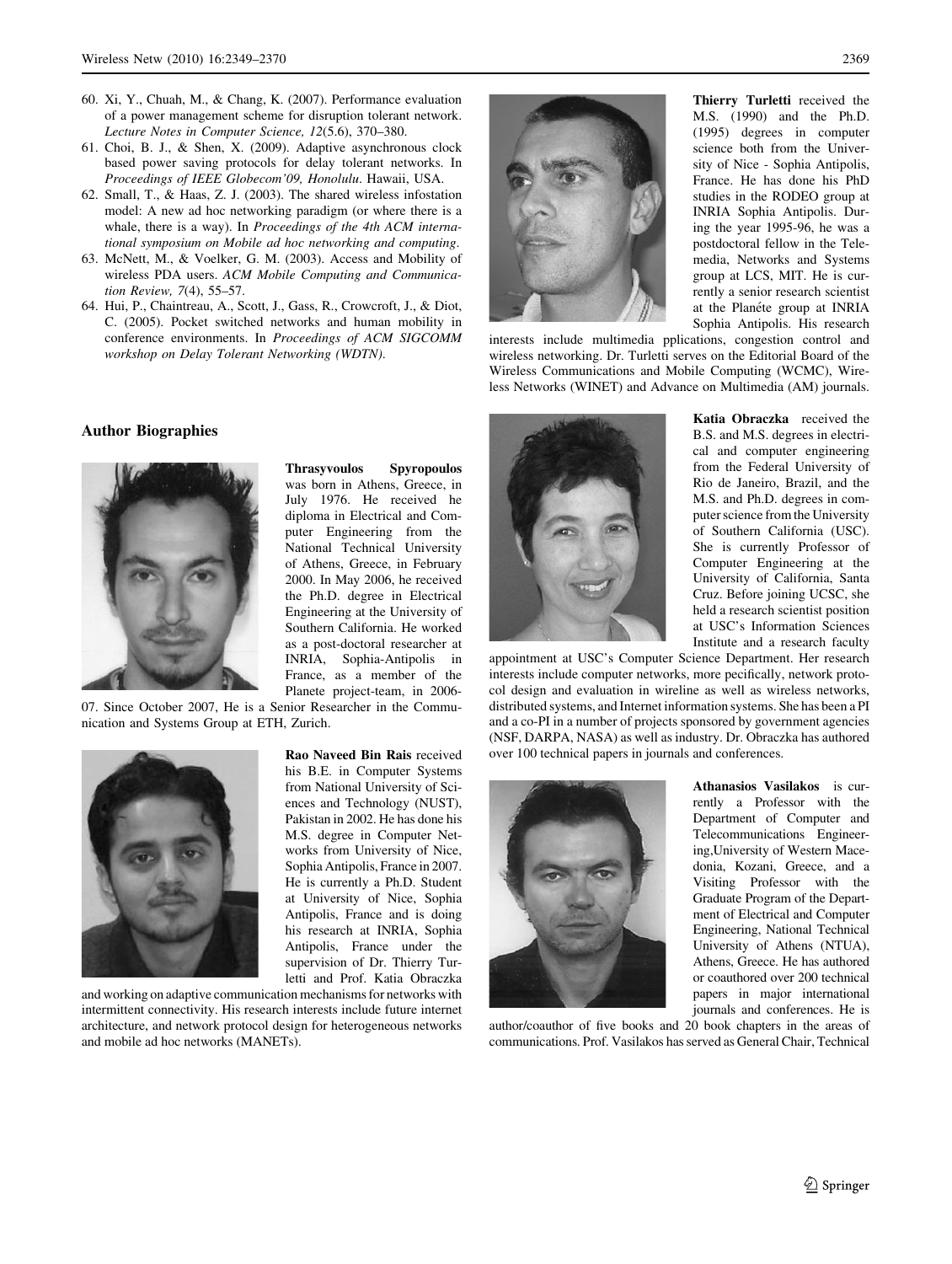60. Xi, Y., Chuah, M., & Chang, K. (2007). Performance evaluation of a power management scheme for disruption tolerant network. *Lecture Notes in Computer Science, 12*(5.6), 370–380.
61. Choi, B. J., & Shen, X. (2009). Adaptive asynchronous clock based power saving protocols for delay tolerant networks. In *Proceedings of IEEE Globecom'09, Honolulu*. Hawaii, USA.
62. Small, T., & Haas, Z. J. (2003). The shared wireless infostation model: A new ad hoc networking paradigm (or where there is a whale, there is a way). In *Proceedings of the 4th ACM international symposium on Mobile ad hoc networking and computing*.
63. McNett, M., & Voelker, G. M. (2003). Access and Mobility of wireless PDA users. *ACM Mobile Computing and Communication Review, 7*(4), 55–57.
64. Hui, P., Chaintreau, A., Scott, J., Gass, R., Crowcroft, J., & Diot, C. (2005). Pocket switched networks and human mobility in conference environments. In *Proceedings of ACM SIGCOMM workshop on Delay Tolerant Networking (WDTN)*.

## Author Biographies

**Thrasyvoulos Spyropoulos** was born in Athens, Greece, in July 1976. He received he diploma in Electrical and Computer Engineering from the National Technical University of Athens, Greece, in February 2000. In May 2006, he received the Ph.D. degree in Electrical Engineering at the University of Southern California. He worked as a post-doctoral researcher at INRIA, Sophia-Antipolis in France, as a member of the Planete project-team, in 2006-07. Since October 2007, He is a Senior Researcher in the Communication and Systems Group at ETH, Zurich.

**Rao Naveed Bin Rais** received his B.E. in Computer Systems from National University of Sciences and Technology (NUST), Pakistan in 2002. He has done his M.S. degree in Computer Networks from University of Nice, Sophia Antipolis, France in 2007. He is currently a Ph.D. Student at University of Nice, Sophia Antipolis, France and is doing his research at INRIA, Sophia Antipolis, France under the supervision of Dr. Thierry Turletti and Prof. Katia Obraczka and working on adaptive communication mechanisms for networks with intermittent connectivity. His research interests include future internet architecture, and network protocol design for heterogeneous networks and mobile ad hoc networks (MANETs).

**Thierry Turletti** received the M.S. (1990) and the Ph.D. (1995) degrees in computer science both from the University of Nice - Sophia Antipolis, France. He has done his PhD studies in the RODEO group at INRIA Sophia Antipolis. During the year 1995-96, he was a postdoctoral fellow in the Telemedia, Networks and Systems group at LCS, MIT. He is currently a senior research scientist at the Planéte group at INRIA Sophia Antipolis. His research interests include multimedia pplications, congestion control and wireless networking. Dr. Turletti serves on the Editorial Board of the Wireless Communications and Mobile Computing (WCMC), Wireless Networks (WINET) and Advance on Multimedia (AM) journals.

**Katia Obraczka** received the B.S. and M.S. degrees in electrical and computer engineering from the Federal University of Rio de Janeiro, Brazil, and the M.S. and Ph.D. degrees in computer science from the University of Southern California (USC). She is currently Professor of Computer Engineering at the University of California, Santa Cruz. Before joining UCSC, she held a research scientist position at USC's Information Sciences Institute and a research faculty appointment at USC's Computer Science Department. Her research interests include computer networks, more pecifically, network protocol design and evaluation in wireline as well as wireless networks, distributed systems, and Internet information systems. She has been a PI and a co-PI in a number of projects sponsored by government agencies (NSF, DARPA, NASA) as well as industry. Dr. Obraczka has authored over 100 technical papers in journals and conferences.

**Athanasios Vasilakos** is currently a Professor with the Department of Computer and Telecommunications Engineering,University of Western Macedonia, Kozani, Greece, and a Visiting Professor with the Graduate Program of the Department of Electrical and Computer Engineering, National Technical University of Athens (NTUA), Athens, Greece. He has authored or coauthored over 200 technical papers in major international journals and conferences. He is author/coauthor of five books and 20 book chapters in the areas of communications. Prof. Vasilakos has served as General Chair, Technical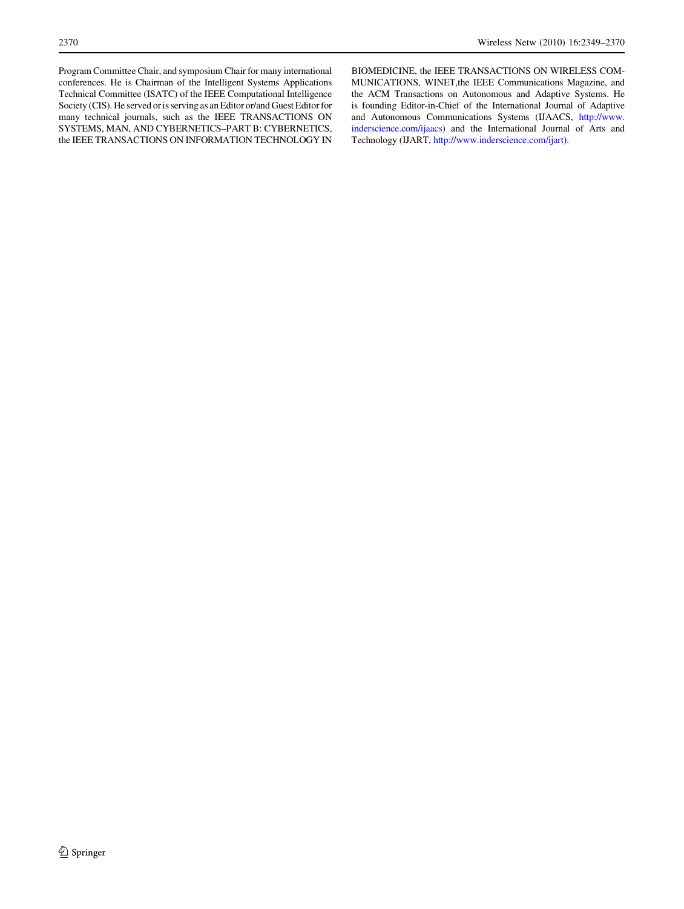Program Committee Chair, and symposium Chair for many international conferences. He is Chairman of the Intelligent Systems Applications Technical Committee (ISATC) of the IEEE Computational Intelligence Society (CIS). He served or is serving as an Editor or/and Guest Editor for many technical journals, such as the IEEE TRANSACTIONS ON SYSTEMS, MAN, AND CYBERNETICS–PART B: CYBERNETICS, the IEEE TRANSACTIONS ON INFORMATION TECHNOLOGY IN BIOMEDICINE, the IEEE TRANSACTIONS ON WIRELESS COMMUNICATIONS, WINET,the IEEE Communications Magazine, and the ACM Transactions on Autonomous and Adaptive Systems. He is founding Editor-in-Chief of the International Journal of Adaptive and Autonomous Communications Systems (IJAACS, http://www.inderscience.com/ijaacs) and the International Journal of Arts and Technology (IJART, http://www.inderscience.com/ijart).